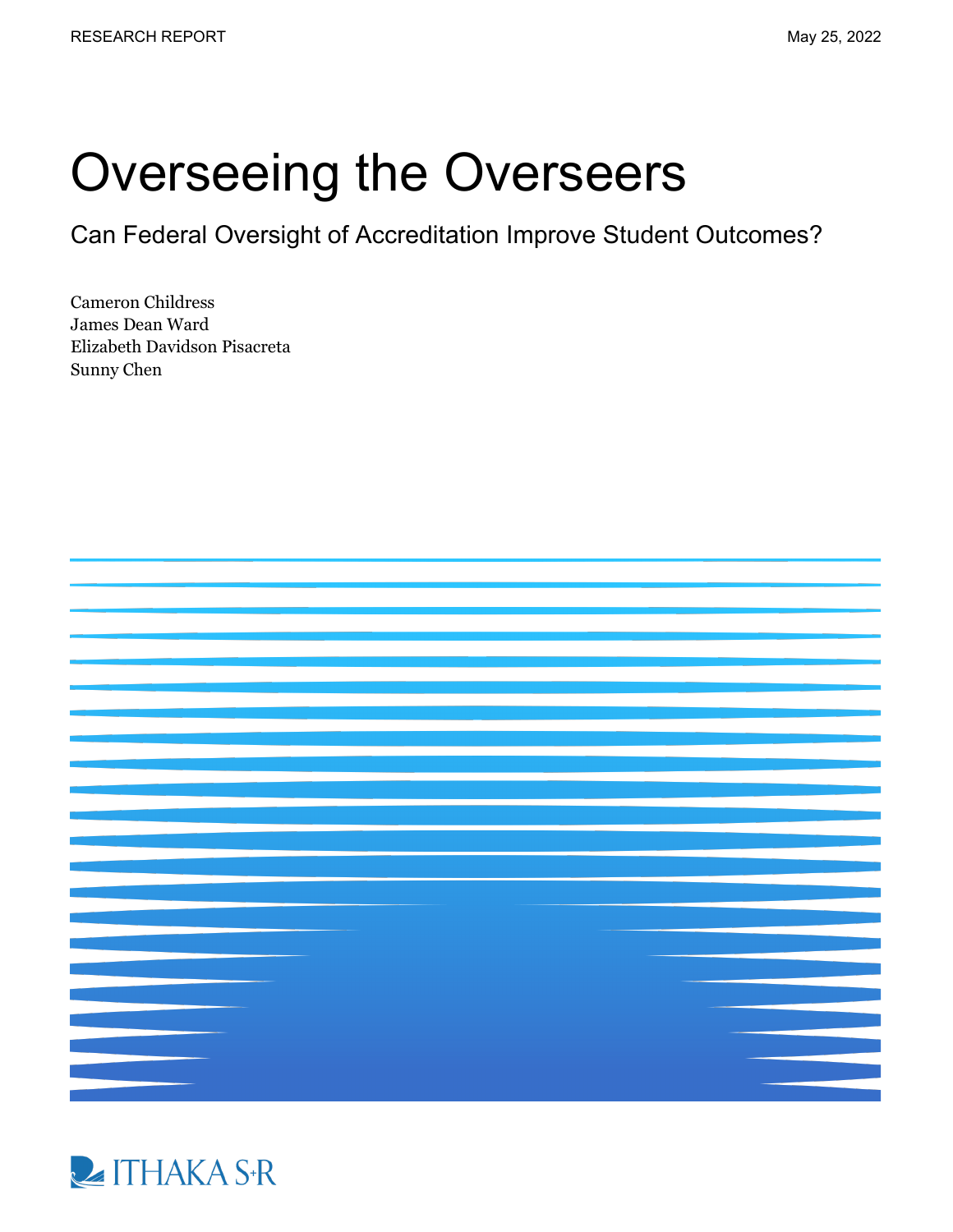RESEARCH REPORT

May 25, 2022

# Overseeing the Overseers

## Can Federal Oversight of Accreditation Improve Student Outcomes?

Cameron Childress
James Dean Ward
Elizabeth Davidson Pisacreta
Sunny Chen

ITHAKA S+R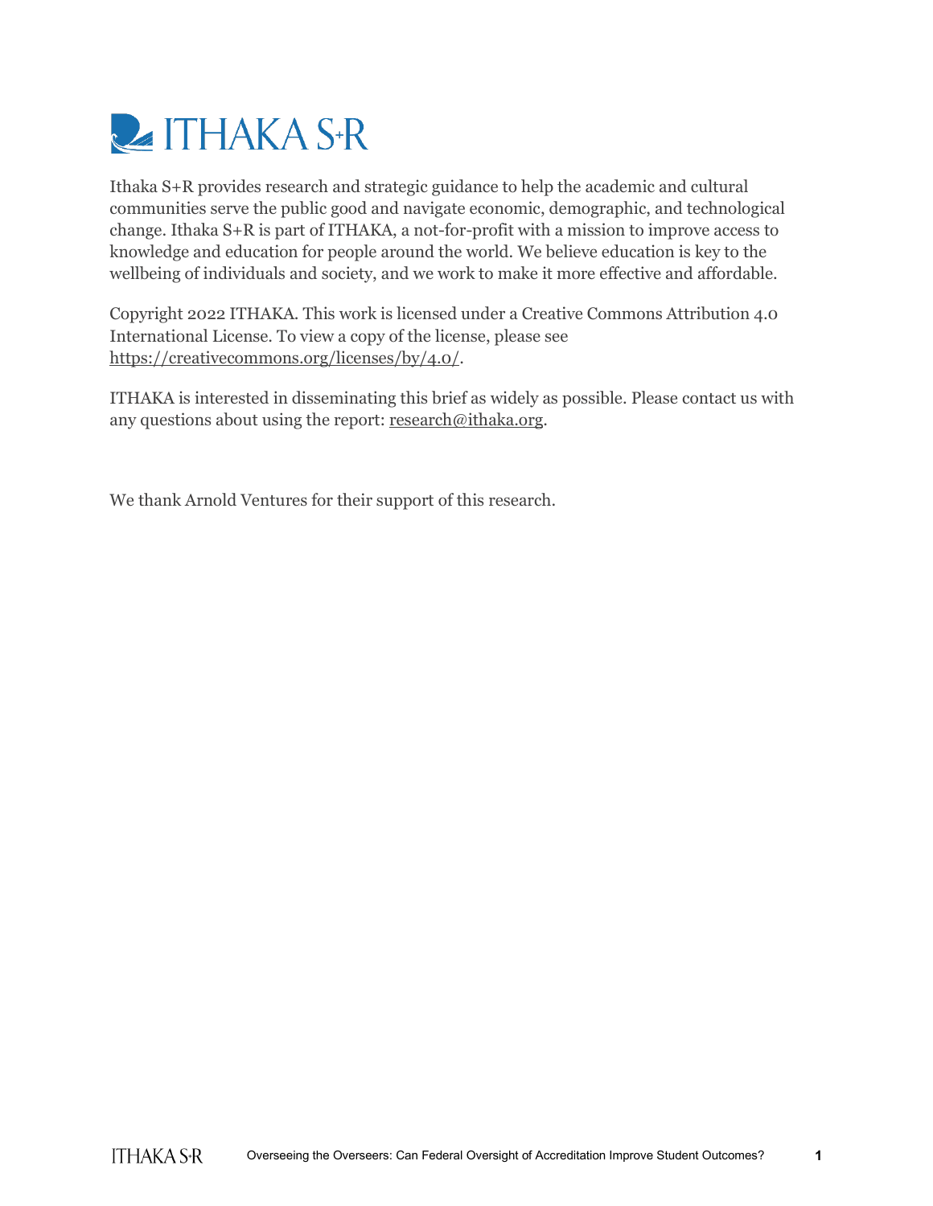Ithaka S+R provides research and strategic guidance to help the academic and cultural communities serve the public good and navigate economic, demographic, and technological change. Ithaka S+R is part of ITHAKA, a not-for-profit with a mission to improve access to knowledge and education for people around the world. We believe education is key to the wellbeing of individuals and society, and we work to make it more effective and affordable.

Copyright 2022 ITHAKA. This work is licensed under a Creative Commons Attribution 4.0 International License. To view a copy of the license, please see https://creativecommons.org/licenses/by/4.0/.

ITHAKA is interested in disseminating this brief as widely as possible. Please contact us with any questions about using the report: research@ithaka.org.

We thank Arnold Ventures for their support of this research.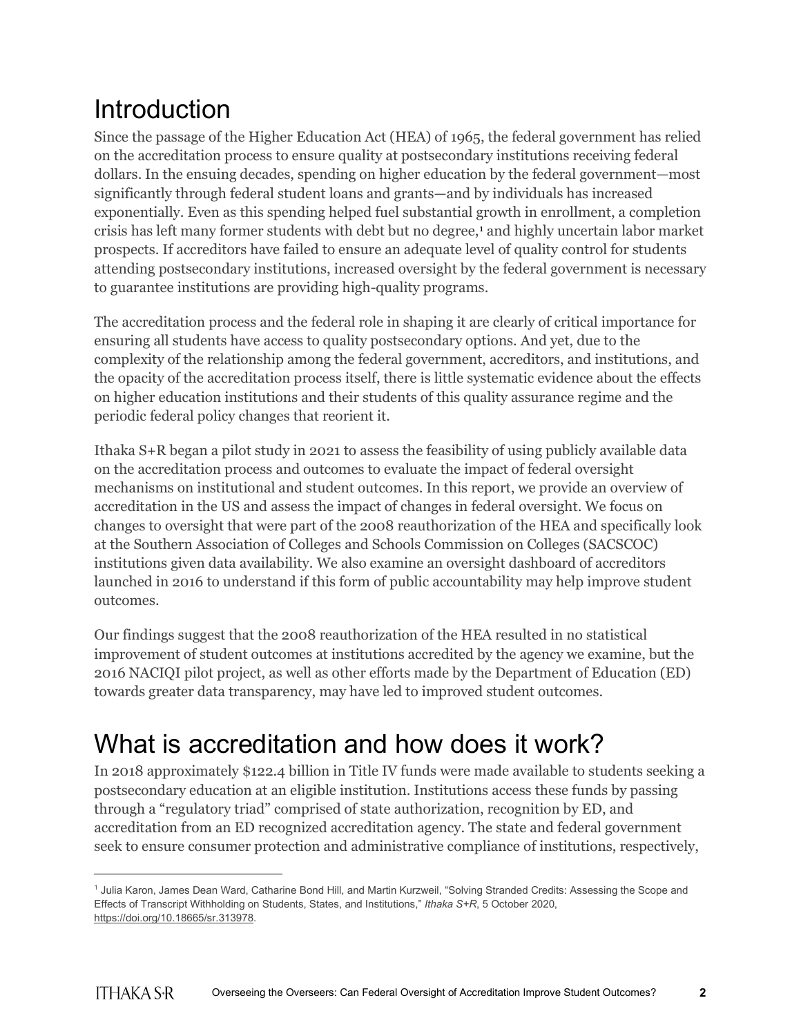# Introduction

Since the passage of the Higher Education Act (HEA) of 1965, the federal government has relied on the accreditation process to ensure quality at postsecondary institutions receiving federal dollars. In the ensuing decades, spending on higher education by the federal government—most significantly through federal student loans and grants—and by individuals has increased exponentially. Even as this spending helped fuel substantial growth in enrollment, a completion crisis has left many former students with debt but no degree,[1] and highly uncertain labor market prospects. If accreditors have failed to ensure an adequate level of quality control for students attending postsecondary institutions, increased oversight by the federal government is necessary to guarantee institutions are providing high-quality programs.

The accreditation process and the federal role in shaping it are clearly of critical importance for ensuring all students have access to quality postsecondary options. And yet, due to the complexity of the relationship among the federal government, accreditors, and institutions, and the opacity of the accreditation process itself, there is little systematic evidence about the effects on higher education institutions and their students of this quality assurance regime and the periodic federal policy changes that reorient it.

Ithaka S+R began a pilot study in 2021 to assess the feasibility of using publicly available data on the accreditation process and outcomes to evaluate the impact of federal oversight mechanisms on institutional and student outcomes. In this report, we provide an overview of accreditation in the US and assess the impact of changes in federal oversight. We focus on changes to oversight that were part of the 2008 reauthorization of the HEA and specifically look at the Southern Association of Colleges and Schools Commission on Colleges (SACSCOC) institutions given data availability. We also examine an oversight dashboard of accreditors launched in 2016 to understand if this form of public accountability may help improve student outcomes.

Our findings suggest that the 2008 reauthorization of the HEA resulted in no statistical improvement of student outcomes at institutions accredited by the agency we examine, but the 2016 NACIQI pilot project, as well as other efforts made by the Department of Education (ED) towards greater data transparency, may have led to improved student outcomes.

# What is accreditation and how does it work?

In 2018 approximately $122.4 billion in Title IV funds were made available to students seeking a postsecondary education at an eligible institution. Institutions access these funds by passing through a "regulatory triad" comprised of state authorization, recognition by ED, and accreditation from an ED recognized accreditation agency. The state and federal government seek to ensure consumer protection and administrative compliance of institutions, respectively,

[1] Julia Karon, James Dean Ward, Catharine Bond Hill, and Martin Kurzweil, "Solving Stranded Credits: Assessing the Scope and Effects of Transcript Withholding on Students, States, and Institutions," *Ithaka S+R*, 5 October 2020, https://doi.org/10.18665/sr.313978.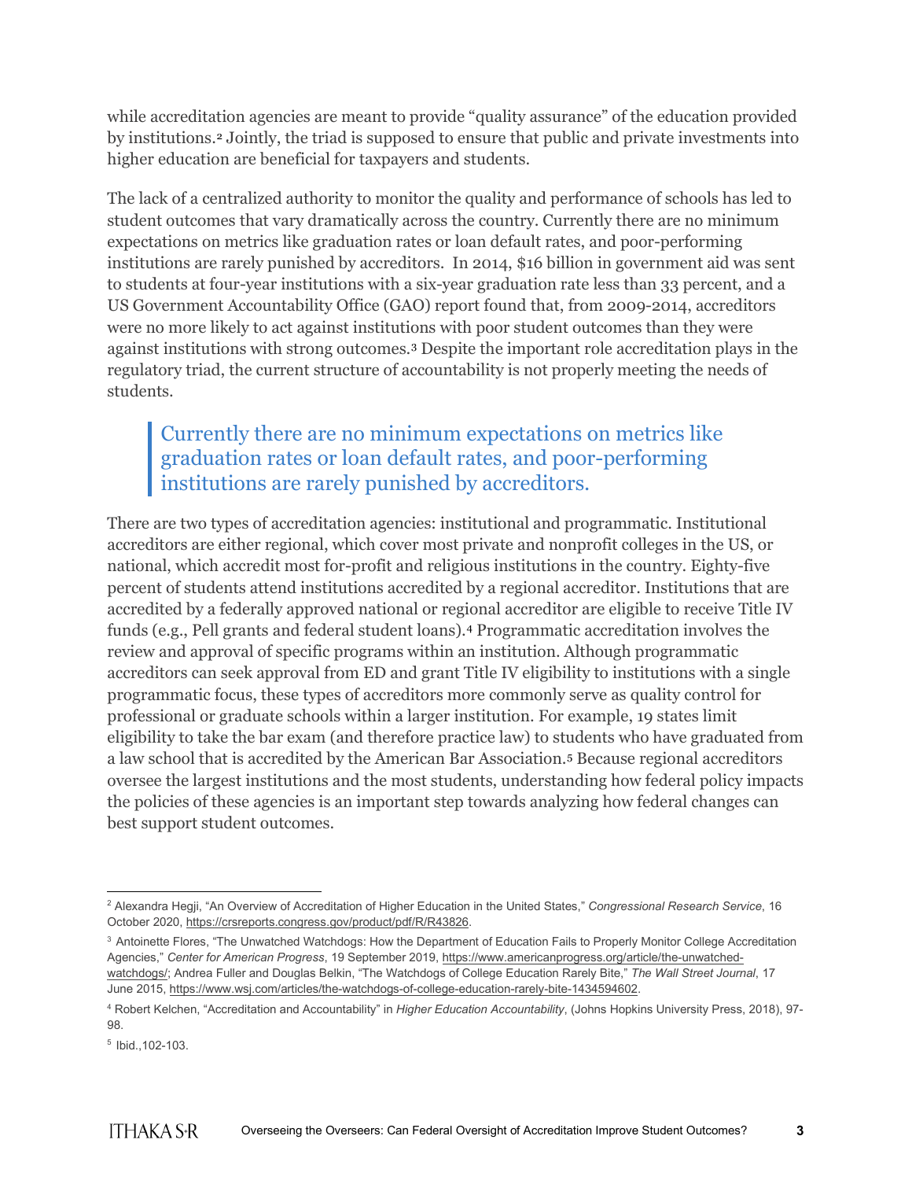while accreditation agencies are meant to provide "quality assurance" of the education provided by institutions.[2] Jointly, the triad is supposed to ensure that public and private investments into higher education are beneficial for taxpayers and students.

The lack of a centralized authority to monitor the quality and performance of schools has led to student outcomes that vary dramatically across the country. Currently there are no minimum expectations on metrics like graduation rates or loan default rates, and poor-performing institutions are rarely punished by accreditors. In 2014, $16 billion in government aid was sent to students at four-year institutions with a six-year graduation rate less than 33 percent, and a US Government Accountability Office (GAO) report found that, from 2009-2014, accreditors were no more likely to act against institutions with poor student outcomes than they were against institutions with strong outcomes.[3] Despite the important role accreditation plays in the regulatory triad, the current structure of accountability is not properly meeting the needs of students.

> Currently there are no minimum expectations on metrics like graduation rates or loan default rates, and poor-performing institutions are rarely punished by accreditors.

There are two types of accreditation agencies: institutional and programmatic. Institutional accreditors are either regional, which cover most private and nonprofit colleges in the US, or national, which accredit most for-profit and religious institutions in the country. Eighty-five percent of students attend institutions accredited by a regional accreditor. Institutions that are accredited by a federally approved national or regional accreditor are eligible to receive Title IV funds (e.g., Pell grants and federal student loans).[4] Programmatic accreditation involves the review and approval of specific programs within an institution. Although programmatic accreditors can seek approval from ED and grant Title IV eligibility to institutions with a single programmatic focus, these types of accreditors more commonly serve as quality control for professional or graduate schools within a larger institution. For example, 19 states limit eligibility to take the bar exam (and therefore practice law) to students who have graduated from a law school that is accredited by the American Bar Association.[5] Because regional accreditors oversee the largest institutions and the most students, understanding how federal policy impacts the policies of these agencies is an important step towards analyzing how federal changes can best support student outcomes.

---

[2] Alexandra Hegji, "An Overview of Accreditation of Higher Education in the United States," *Congressional Research Service*, 16 October 2020, https://crsreports.congress.gov/product/pdf/R/R43826.

[3] Antoinette Flores, "The Unwatched Watchdogs: How the Department of Education Fails to Properly Monitor College Accreditation Agencies," *Center for American Progress*, 19 September 2019, https://www.americanprogress.org/article/the-unwatched-watchdogs/; Andrea Fuller and Douglas Belkin, "The Watchdogs of College Education Rarely Bite," *The Wall Street Journal*, 17 June 2015, https://www.wsj.com/articles/the-watchdogs-of-college-education-rarely-bite-1434594602.

[4] Robert Kelchen, "Accreditation and Accountability" in *Higher Education Accountability*, (Johns Hopkins University Press, 2018), 97-98.

[5] Ibid.,102-103.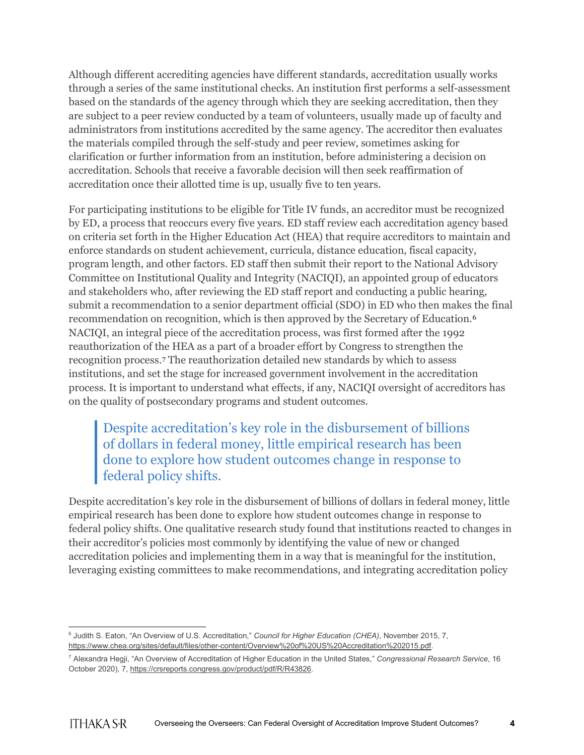Although different accrediting agencies have different standards, accreditation usually works through a series of the same institutional checks. An institution first performs a self-assessment based on the standards of the agency through which they are seeking accreditation, then they are subject to a peer review conducted by a team of volunteers, usually made up of faculty and administrators from institutions accredited by the same agency. The accreditor then evaluates the materials compiled through the self-study and peer review, sometimes asking for clarification or further information from an institution, before administering a decision on accreditation. Schools that receive a favorable decision will then seek reaffirmation of accreditation once their allotted time is up, usually five to ten years.

For participating institutions to be eligible for Title IV funds, an accreditor must be recognized by ED, a process that reoccurs every five years. ED staff review each accreditation agency based on criteria set forth in the Higher Education Act (HEA) that require accreditors to maintain and enforce standards on student achievement, curricula, distance education, fiscal capacity, program length, and other factors. ED staff then submit their report to the National Advisory Committee on Institutional Quality and Integrity (NACIQI), an appointed group of educators and stakeholders who, after reviewing the ED staff report and conducting a public hearing, submit a recommendation to a senior department official (SDO) in ED who then makes the final recommendation on recognition, which is then approved by the Secretary of Education.[6] NACIQI, an integral piece of the accreditation process, was first formed after the 1992 reauthorization of the HEA as a part of a broader effort by Congress to strengthen the recognition process.[7] The reauthorization detailed new standards by which to assess institutions, and set the stage for increased government involvement in the accreditation process. It is important to understand what effects, if any, NACIQI oversight of accreditors has on the quality of postsecondary programs and student outcomes.

> Despite accreditation's key role in the disbursement of billions of dollars in federal money, little empirical research has been done to explore how student outcomes change in response to federal policy shifts.

Despite accreditation's key role in the disbursement of billions of dollars in federal money, little empirical research has been done to explore how student outcomes change in response to federal policy shifts. One qualitative research study found that institutions reacted to changes in their accreditor's policies most commonly by identifying the value of new or changed accreditation policies and implementing them in a way that is meaningful for the institution, leveraging existing committees to make recommendations, and integrating accreditation policy

---

[6] Judith S. Eaton, "An Overview of U.S. Accreditation," *Council for Higher Education (CHEA)*, November 2015, 7, https://www.chea.org/sites/default/files/other-content/Overview%20of%20US%20Accreditation%202015.pdf.

[7] Alexandra Hegji, "An Overview of Accreditation of Higher Education in the United States," *Congressional Research Service*, 16 October 2020), 7, https://crsreports.congress.gov/product/pdf/R/R43826.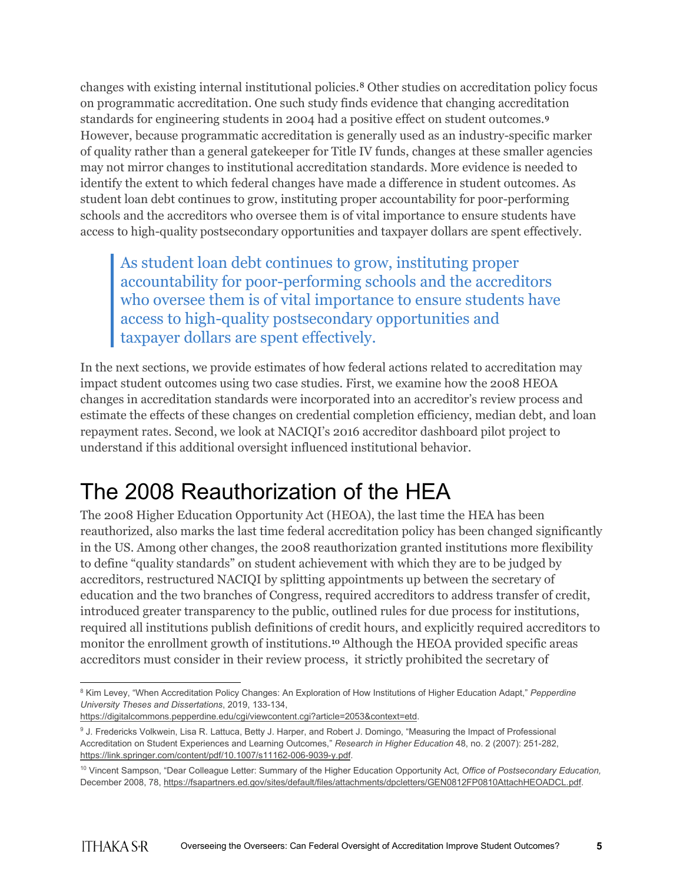changes with existing internal institutional policies.[8] Other studies on accreditation policy focus on programmatic accreditation. One such study finds evidence that changing accreditation standards for engineering students in 2004 had a positive effect on student outcomes.[9] However, because programmatic accreditation is generally used as an industry-specific marker of quality rather than a general gatekeeper for Title IV funds, changes at these smaller agencies may not mirror changes to institutional accreditation standards. More evidence is needed to identify the extent to which federal changes have made a difference in student outcomes. As student loan debt continues to grow, instituting proper accountability for poor-performing schools and the accreditors who oversee them is of vital importance to ensure students have access to high-quality postsecondary opportunities and taxpayer dollars are spent effectively.

> As student loan debt continues to grow, instituting proper accountability for poor-performing schools and the accreditors who oversee them is of vital importance to ensure students have access to high-quality postsecondary opportunities and taxpayer dollars are spent effectively.

In the next sections, we provide estimates of how federal actions related to accreditation may impact student outcomes using two case studies. First, we examine how the 2008 HEOA changes in accreditation standards were incorporated into an accreditor's review process and estimate the effects of these changes on credential completion efficiency, median debt, and loan repayment rates. Second, we look at NACIQI's 2016 accreditor dashboard pilot project to understand if this additional oversight influenced institutional behavior.

# The 2008 Reauthorization of the HEA

The 2008 Higher Education Opportunity Act (HEOA), the last time the HEA has been reauthorized, also marks the last time federal accreditation policy has been changed significantly in the US. Among other changes, the 2008 reauthorization granted institutions more flexibility to define "quality standards" on student achievement with which they are to be judged by accreditors, restructured NACIQI by splitting appointments up between the secretary of education and the two branches of Congress, required accreditors to address transfer of credit, introduced greater transparency to the public, outlined rules for due process for institutions, required all institutions publish definitions of credit hours, and explicitly required accreditors to monitor the enrollment growth of institutions.[10] Although the HEOA provided specific areas accreditors must consider in their review process, it strictly prohibited the secretary of

---

[8] Kim Levey, "When Accreditation Policy Changes: An Exploration of How Institutions of Higher Education Adapt," *Pepperdine University Theses and Dissertations*, 2019, 133-134, https://digitalcommons.pepperdine.edu/cgi/viewcontent.cgi?article=2053&context=etd.

[9] J. Fredericks Volkwein, Lisa R. Lattuca, Betty J. Harper, and Robert J. Domingo, "Measuring the Impact of Professional Accreditation on Student Experiences and Learning Outcomes," *Research in Higher Education* 48, no. 2 (2007): 251-282, https://link.springer.com/content/pdf/10.1007/s11162-006-9039-y.pdf.

[10] Vincent Sampson, "Dear Colleague Letter: Summary of the Higher Education Opportunity Act, *Office of Postsecondary Education,* December 2008, 78, https://fsapartners.ed.gov/sites/default/files/attachments/dpcletters/GEN0812FP0810AttachHEOADCL.pdf.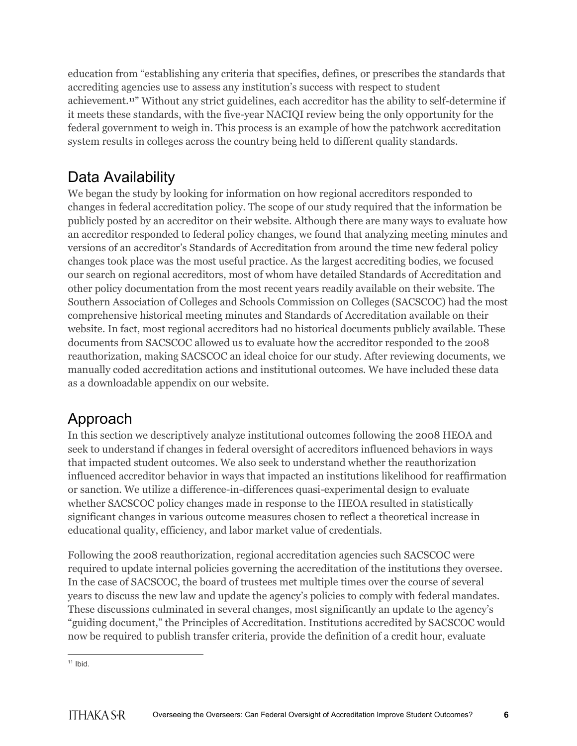education from "establishing any criteria that specifies, defines, or prescribes the standards that accrediting agencies use to assess any institution's success with respect to student achievement.[11]" Without any strict guidelines, each accreditor has the ability to self-determine if it meets these standards, with the five-year NACIQI review being the only opportunity for the federal government to weigh in. This process is an example of how the patchwork accreditation system results in colleges across the country being held to different quality standards.

## Data Availability

We began the study by looking for information on how regional accreditors responded to changes in federal accreditation policy. The scope of our study required that the information be publicly posted by an accreditor on their website. Although there are many ways to evaluate how an accreditor responded to federal policy changes, we found that analyzing meeting minutes and versions of an accreditor's Standards of Accreditation from around the time new federal policy changes took place was the most useful practice. As the largest accrediting bodies, we focused our search on regional accreditors, most of whom have detailed Standards of Accreditation and other policy documentation from the most recent years readily available on their website. The Southern Association of Colleges and Schools Commission on Colleges (SACSCOC) had the most comprehensive historical meeting minutes and Standards of Accreditation available on their website. In fact, most regional accreditors had no historical documents publicly available. These documents from SACSCOC allowed us to evaluate how the accreditor responded to the 2008 reauthorization, making SACSCOC an ideal choice for our study. After reviewing documents, we manually coded accreditation actions and institutional outcomes. We have included these data as a downloadable appendix on our website.

## Approach

In this section we descriptively analyze institutional outcomes following the 2008 HEOA and seek to understand if changes in federal oversight of accreditors influenced behaviors in ways that impacted student outcomes. We also seek to understand whether the reauthorization influenced accreditor behavior in ways that impacted an institutions likelihood for reaffirmation or sanction. We utilize a difference-in-differences quasi-experimental design to evaluate whether SACSCOC policy changes made in response to the HEOA resulted in statistically significant changes in various outcome measures chosen to reflect a theoretical increase in educational quality, efficiency, and labor market value of credentials.

Following the 2008 reauthorization, regional accreditation agencies such SACSCOC were required to update internal policies governing the accreditation of the institutions they oversee. In the case of SACSCOC, the board of trustees met multiple times over the course of several years to discuss the new law and update the agency's policies to comply with federal mandates. These discussions culminated in several changes, most significantly an update to the agency's "guiding document," the Principles of Accreditation. Institutions accredited by SACSCOC would now be required to publish transfer criteria, provide the definition of a credit hour, evaluate

[11] Ibid.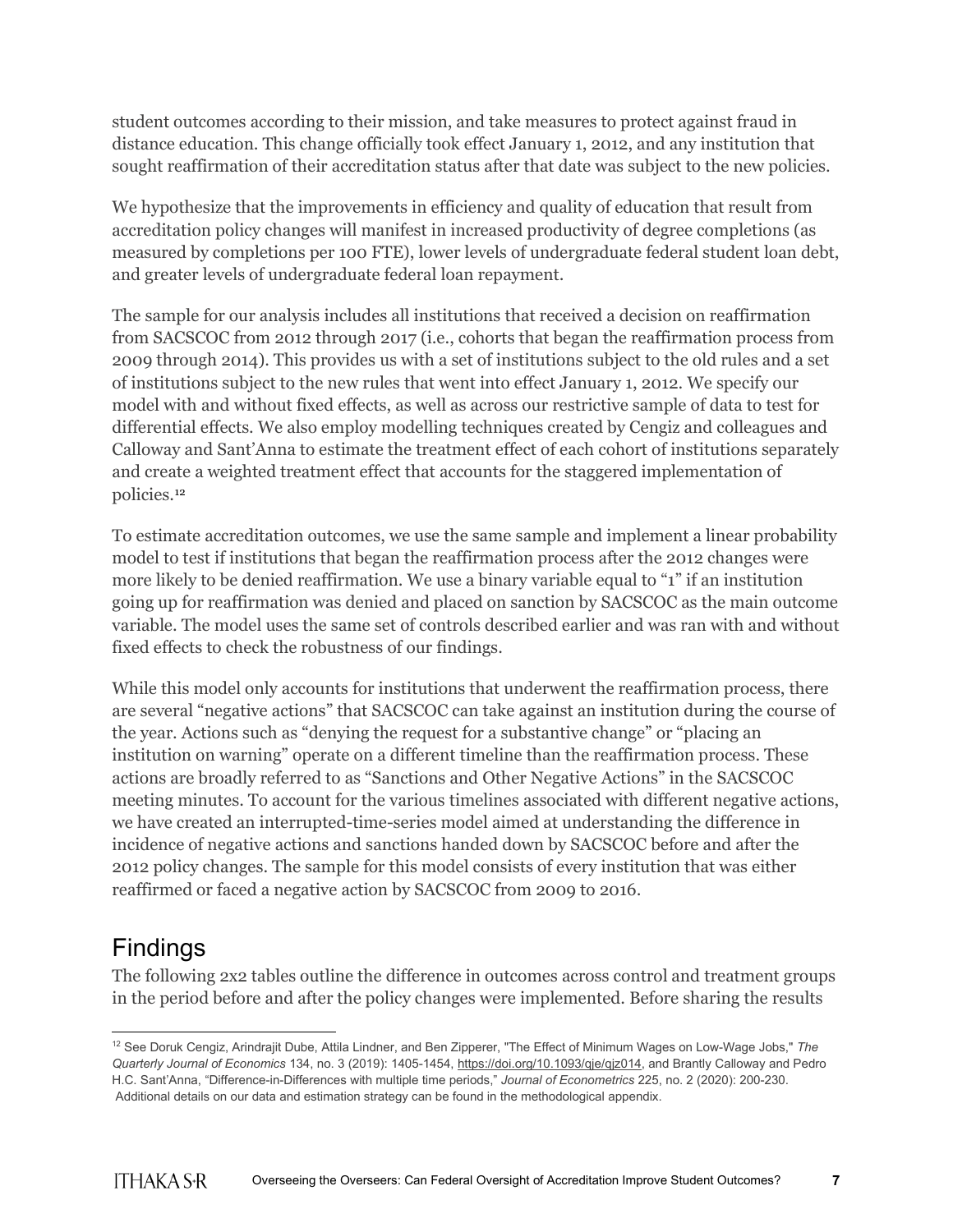student outcomes according to their mission, and take measures to protect against fraud in distance education. This change officially took effect January 1, 2012, and any institution that sought reaffirmation of their accreditation status after that date was subject to the new policies.

We hypothesize that the improvements in efficiency and quality of education that result from accreditation policy changes will manifest in increased productivity of degree completions (as measured by completions per 100 FTE), lower levels of undergraduate federal student loan debt, and greater levels of undergraduate federal loan repayment.

The sample for our analysis includes all institutions that received a decision on reaffirmation from SACSCOC from 2012 through 2017 (i.e., cohorts that began the reaffirmation process from 2009 through 2014). This provides us with a set of institutions subject to the old rules and a set of institutions subject to the new rules that went into effect January 1, 2012. We specify our model with and without fixed effects, as well as across our restrictive sample of data to test for differential effects. We also employ modelling techniques created by Cengiz and colleagues and Calloway and Sant'Anna to estimate the treatment effect of each cohort of institutions separately and create a weighted treatment effect that accounts for the staggered implementation of policies.[12]

To estimate accreditation outcomes, we use the same sample and implement a linear probability model to test if institutions that began the reaffirmation process after the 2012 changes were more likely to be denied reaffirmation. We use a binary variable equal to "1" if an institution going up for reaffirmation was denied and placed on sanction by SACSCOC as the main outcome variable. The model uses the same set of controls described earlier and was ran with and without fixed effects to check the robustness of our findings.

While this model only accounts for institutions that underwent the reaffirmation process, there are several "negative actions" that SACSCOC can take against an institution during the course of the year. Actions such as "denying the request for a substantive change" or "placing an institution on warning" operate on a different timeline than the reaffirmation process. These actions are broadly referred to as "Sanctions and Other Negative Actions" in the SACSCOC meeting minutes. To account for the various timelines associated with different negative actions, we have created an interrupted-time-series model aimed at understanding the difference in incidence of negative actions and sanctions handed down by SACSCOC before and after the 2012 policy changes. The sample for this model consists of every institution that was either reaffirmed or faced a negative action by SACSCOC from 2009 to 2016.

## Findings

The following 2x2 tables outline the difference in outcomes across control and treatment groups in the period before and after the policy changes were implemented. Before sharing the results

---

[12] See Doruk Cengiz, Arindrajit Dube, Attila Lindner, and Ben Zipperer, "The Effect of Minimum Wages on Low-Wage Jobs," *The Quarterly Journal of Economics* 134, no. 3 (2019): 1405-1454, https://doi.org/10.1093/qje/qjz014, and Brantly Calloway and Pedro H.C. Sant'Anna, "Difference-in-Differences with multiple time periods," *Journal of Econometrics* 225, no. 2 (2020): 200-230. Additional details on our data and estimation strategy can be found in the methodological appendix.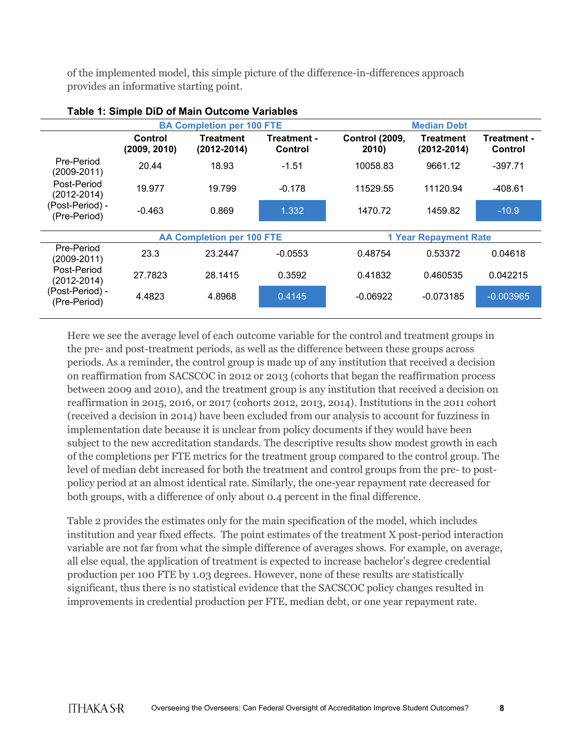of the implemented model, this simple picture of the difference-in-differences approach provides an informative starting point.

**Table 1: Simple DiD of Main Outcome Variables**

| | BA Completion per 100 FTE | | | Median Debt | | |
|---|---|---|---|---|---|---|
| | Control (2009, 2010) | Treatment (2012-2014) | Treatment - Control | Control (2009, 2010) | Treatment (2012-2014) | Treatment - Control |
| Pre-Period (2009-2011) | 20.44 | 18.93 | -1.51 | 10058.83 | 9661.12 | -397.71 |
| Post-Period (2012-2014) | 19.977 | 19.799 | -0.178 | 11529.55 | 11120.94 | -408.61 |
| (Post-Period) - (Pre-Period) | -0.463 | 0.869 | 1.332 | 1470.72 | 1459.82 | -10.9 |
| | **AA Completion per 100 FTE** | | | **1 Year Repayment Rate** | | |
| Pre-Period (2009-2011) | 23.3 | 23.2447 | -0.0553 | 0.48754 | 0.53372 | 0.04618 |
| Post-Period (2012-2014) | 27.7823 | 28.1415 | 0.3592 | 0.41832 | 0.460535 | 0.042215 |
| (Post-Period) - (Pre-Period) | 4.4823 | 4.8968 | 0.4145 | -0.06922 | -0.073185 | -0.003965 |

Here we see the average level of each outcome variable for the control and treatment groups in the pre- and post-treatment periods, as well as the difference between these groups across periods. As a reminder, the control group is made up of any institution that received a decision on reaffirmation from SACSCOC in 2012 or 2013 (cohorts that began the reaffirmation process between 2009 and 2010), and the treatment group is any institution that received a decision on reaffirmation in 2015, 2016, or 2017 (cohorts 2012, 2013, 2014). Institutions in the 2011 cohort (received a decision in 2014) have been excluded from our analysis to account for fuzziness in implementation date because it is unclear from policy documents if they would have been subject to the new accreditation standards. The descriptive results show modest growth in each of the completions per FTE metrics for the treatment group compared to the control group. The level of median debt increased for both the treatment and control groups from the pre- to post-policy period at an almost identical rate. Similarly, the one-year repayment rate decreased for both groups, with a difference of only about 0.4 percent in the final difference.

Table 2 provides the estimates only for the main specification of the model, which includes institution and year fixed effects. The point estimates of the treatment X post-period interaction variable are not far from what the simple difference of averages shows. For example, on average, all else equal, the application of treatment is expected to increase bachelor's degree credential production per 100 FTE by 1.03 degrees. However, none of these results are statistically significant, thus there is no statistical evidence that the SACSCOC policy changes resulted in improvements in credential production per FTE, median debt, or one year repayment rate.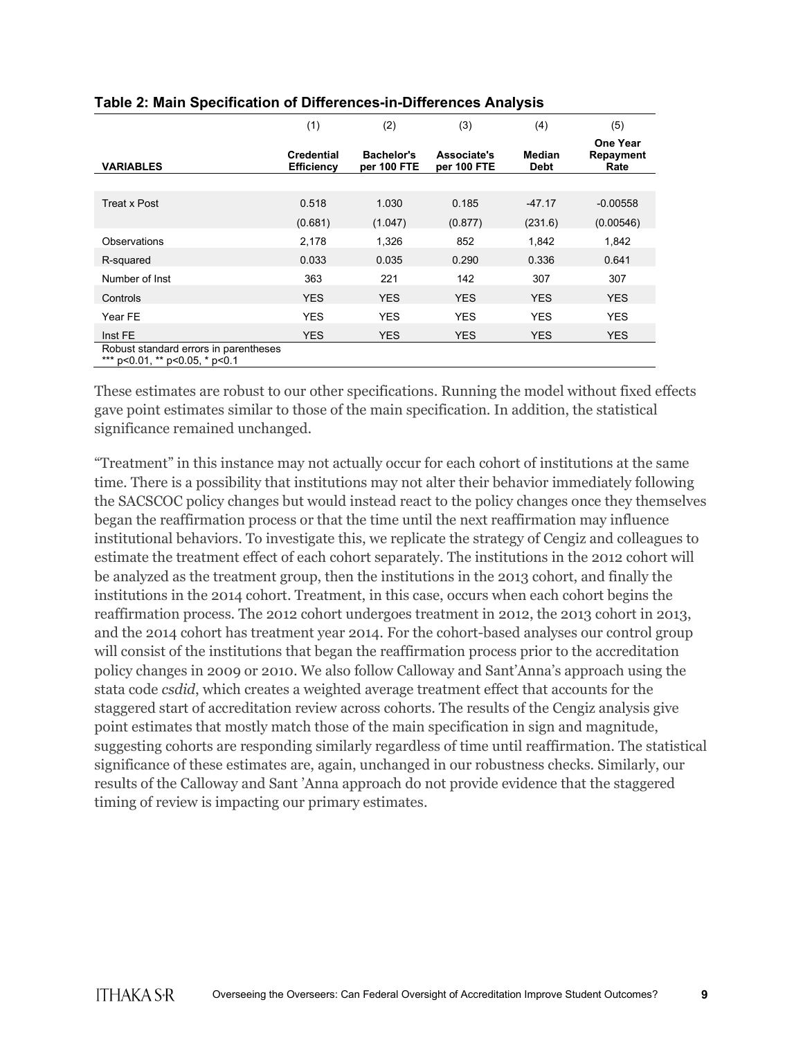**Table 2: Main Specification of Differences-in-Differences Analysis**

| | (1) | (2) | (3) | (4) | (5) |
|---|---|---|---|---|---|
| **VARIABLES** | **Credential Efficiency** | **Bachelor's per 100 FTE** | **Associate's per 100 FTE** | **Median Debt** | **One Year Repayment Rate** |
| Treat x Post | 0.518 | 1.030 | 0.185 | -47.17 | -0.00558 |
| | (0.681) | (1.047) | (0.877) | (231.6) | (0.00546) |
| Observations | 2,178 | 1,326 | 852 | 1,842 | 1,842 |
| R-squared | 0.033 | 0.035 | 0.290 | 0.336 | 0.641 |
| Number of Inst | 363 | 221 | 142 | 307 | 307 |
| Controls | YES | YES | YES | YES | YES |
| Year FE | YES | YES | YES | YES | YES |
| Inst FE | YES | YES | YES | YES | YES |

Robust standard errors in parentheses
*** p<0.01, ** p<0.05, * p<0.1

These estimates are robust to our other specifications. Running the model without fixed effects gave point estimates similar to those of the main specification. In addition, the statistical significance remained unchanged.

"Treatment" in this instance may not actually occur for each cohort of institutions at the same time. There is a possibility that institutions may not alter their behavior immediately following the SACSCOC policy changes but would instead react to the policy changes once they themselves began the reaffirmation process or that the time until the next reaffirmation may influence institutional behaviors. To investigate this, we replicate the strategy of Cengiz and colleagues to estimate the treatment effect of each cohort separately. The institutions in the 2012 cohort will be analyzed as the treatment group, then the institutions in the 2013 cohort, and finally the institutions in the 2014 cohort. Treatment, in this case, occurs when each cohort begins the reaffirmation process. The 2012 cohort undergoes treatment in 2012, the 2013 cohort in 2013, and the 2014 cohort has treatment year 2014. For the cohort-based analyses our control group will consist of the institutions that began the reaffirmation process prior to the accreditation policy changes in 2009 or 2010. We also follow Calloway and Sant'Anna's approach using the stata code *csdid*, which creates a weighted average treatment effect that accounts for the staggered start of accreditation review across cohorts. The results of the Cengiz analysis give point estimates that mostly match those of the main specification in sign and magnitude, suggesting cohorts are responding similarly regardless of time until reaffirmation. The statistical significance of these estimates are, again, unchanged in our robustness checks. Similarly, our results of the Calloway and Sant 'Anna approach do not provide evidence that the staggered timing of review is impacting our primary estimates.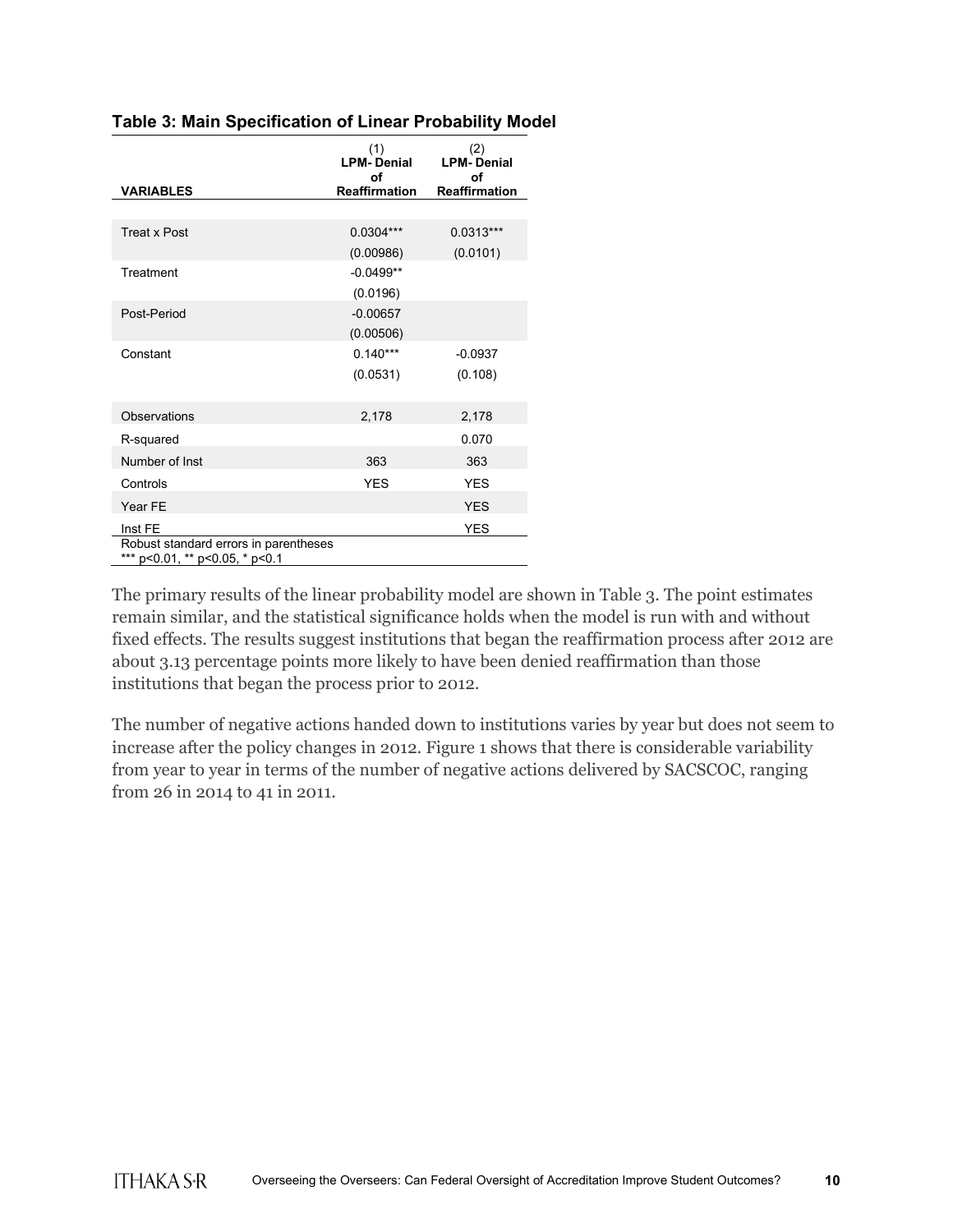**Table 3: Main Specification of Linear Probability Model**

| VARIABLES | (1) LPM- Denial of Reaffirmation | (2) LPM- Denial of Reaffirmation |
|---|---|---|
| Treat x Post | 0.0304*** | 0.0313*** |
| | (0.00986) | (0.0101) |
| Treatment | -0.0499** | |
| | (0.0196) | |
| Post-Period | -0.00657 | |
| | (0.00506) | |
| Constant | 0.140*** | -0.0937 |
| | (0.0531) | (0.108) |
| Observations | 2,178 | 2,178 |
| R-squared | | 0.070 |
| Number of Inst | 363 | 363 |
| Controls | YES | YES |
| Year FE | | YES |
| Inst FE | | YES |

Robust standard errors in parentheses
*** p<0.01, ** p<0.05, * p<0.1

The primary results of the linear probability model are shown in Table 3. The point estimates remain similar, and the statistical significance holds when the model is run with and without fixed effects. The results suggest institutions that began the reaffirmation process after 2012 are about 3.13 percentage points more likely to have been denied reaffirmation than those institutions that began the process prior to 2012.

The number of negative actions handed down to institutions varies by year but does not seem to increase after the policy changes in 2012. Figure 1 shows that there is considerable variability from year to year in terms of the number of negative actions delivered by SACSCOC, ranging from 26 in 2014 to 41 in 2011.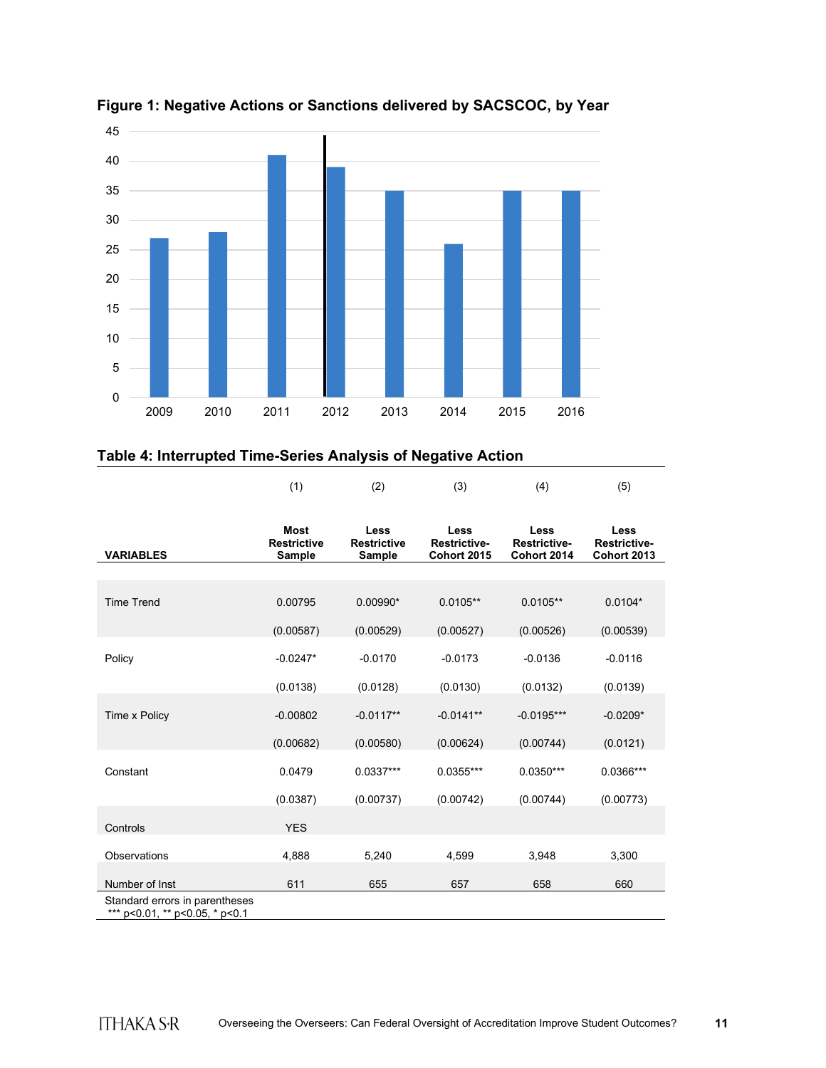**Figure 1: Negative Actions or Sanctions delivered by SACSCOC, by Year**

**Table 4: Interrupted Time-Series Analysis of Negative Action**

| VARIABLES | (1) Most Restrictive Sample | (2) Less Restrictive Sample | (3) Less Restrictive-Cohort 2015 | (4) Less Restrictive-Cohort 2014 | (5) Less Restrictive-Cohort 2013 |
|---|---|---|---|---|---|
| Time Trend | 0.00795 | 0.00990* | 0.0105** | 0.0105** | 0.0104* |
| | (0.00587) | (0.00529) | (0.00527) | (0.00526) | (0.00539) |
| Policy | -0.0247* | -0.0170 | -0.0173 | -0.0136 | -0.0116 |
| | (0.0138) | (0.0128) | (0.0130) | (0.0132) | (0.0139) |
| Time x Policy | -0.00802 | -0.0117** | -0.0141** | -0.0195*** | -0.0209* |
| | (0.00682) | (0.00580) | (0.00624) | (0.00744) | (0.0121) |
| Constant | 0.0479 | 0.0337*** | 0.0355*** | 0.0350*** | 0.0366*** |
| | (0.0387) | (0.00737) | (0.00742) | (0.00744) | (0.00773) |
| Controls | YES | | | | |
| Observations | 4,888 | 5,240 | 4,599 | 3,948 | 3,300 |
| Number of Inst | 611 | 655 | 657 | 658 | 660 |

Standard errors in parentheses
*** p<0.01, ** p<0.05, * p<0.1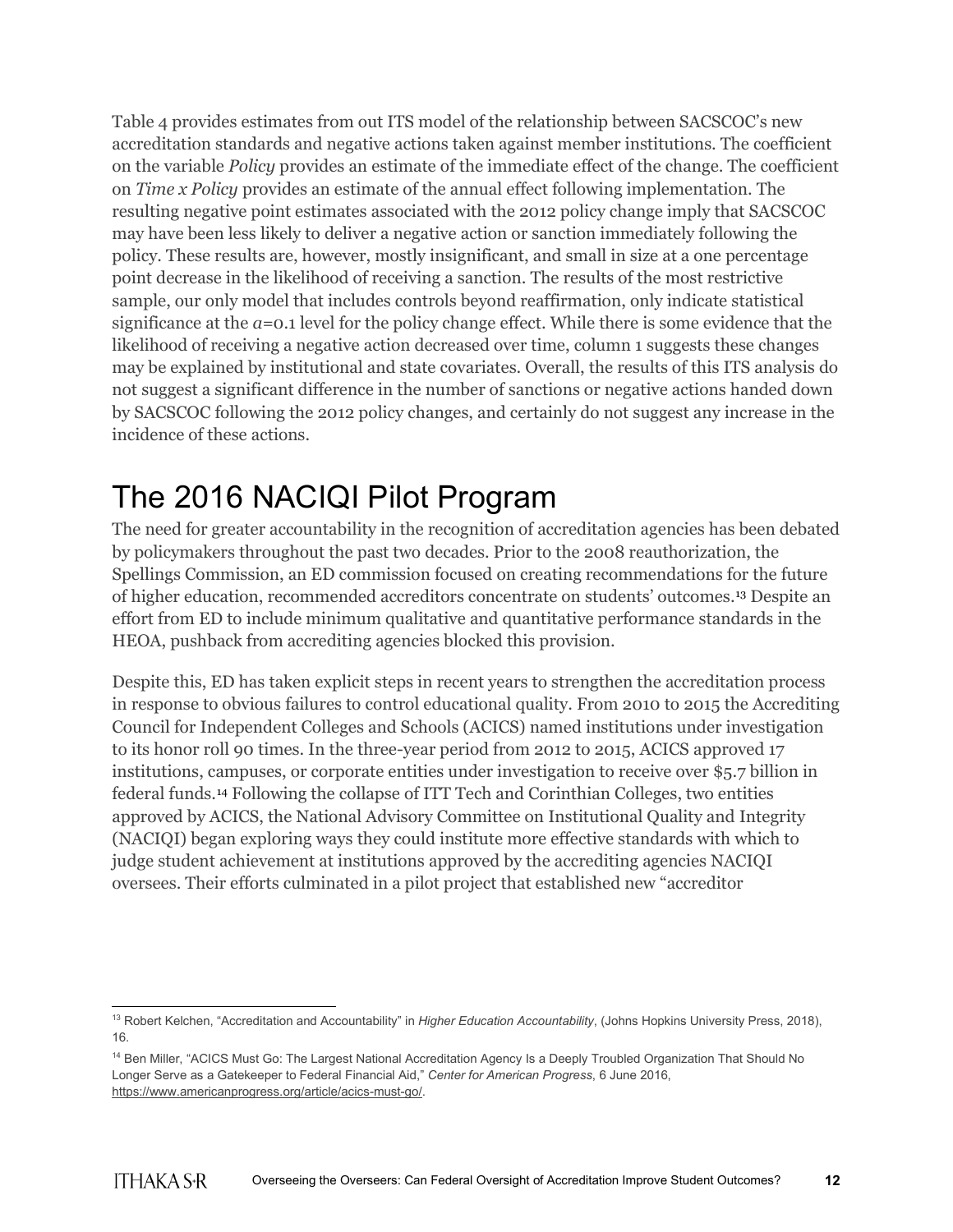Table 4 provides estimates from out ITS model of the relationship between SACSCOC's new accreditation standards and negative actions taken against member institutions. The coefficient on the variable *Policy* provides an estimate of the immediate effect of the change. The coefficient on *Time x Policy* provides an estimate of the annual effect following implementation. The resulting negative point estimates associated with the 2012 policy change imply that SACSCOC may have been less likely to deliver a negative action or sanction immediately following the policy. These results are, however, mostly insignificant, and small in size at a one percentage point decrease in the likelihood of receiving a sanction. The results of the most restrictive sample, our only model that includes controls beyond reaffirmation, only indicate statistical significance at the $\alpha$=0.1 level for the policy change effect. While there is some evidence that the likelihood of receiving a negative action decreased over time, column 1 suggests these changes may be explained by institutional and state covariates. Overall, the results of this ITS analysis do not suggest a significant difference in the number of sanctions or negative actions handed down by SACSCOC following the 2012 policy changes, and certainly do not suggest any increase in the incidence of these actions.

# The 2016 NACIQI Pilot Program

The need for greater accountability in the recognition of accreditation agencies has been debated by policymakers throughout the past two decades. Prior to the 2008 reauthorization, the Spellings Commission, an ED commission focused on creating recommendations for the future of higher education, recommended accreditors concentrate on students' outcomes.[13] Despite an effort from ED to include minimum qualitative and quantitative performance standards in the HEOA, pushback from accrediting agencies blocked this provision.

Despite this, ED has taken explicit steps in recent years to strengthen the accreditation process in response to obvious failures to control educational quality. From 2010 to 2015 the Accrediting Council for Independent Colleges and Schools (ACICS) named institutions under investigation to its honor roll 90 times. In the three-year period from 2012 to 2015, ACICS approved 17 institutions, campuses, or corporate entities under investigation to receive over $5.7 billion in federal funds.[14] Following the collapse of ITT Tech and Corinthian Colleges, two entities approved by ACICS, the National Advisory Committee on Institutional Quality and Integrity (NACIQI) began exploring ways they could institute more effective standards with which to judge student achievement at institutions approved by the accrediting agencies NACIQI oversees. Their efforts culminated in a pilot project that established new "accreditor

---

[13] Robert Kelchen, "Accreditation and Accountability" in *Higher Education Accountability*, (Johns Hopkins University Press, 2018), 16.

[14] Ben Miller, "ACICS Must Go: The Largest National Accreditation Agency Is a Deeply Troubled Organization That Should No Longer Serve as a Gatekeeper to Federal Financial Aid," *Center for American Progress*, 6 June 2016, https://www.americanprogress.org/article/acics-must-go/.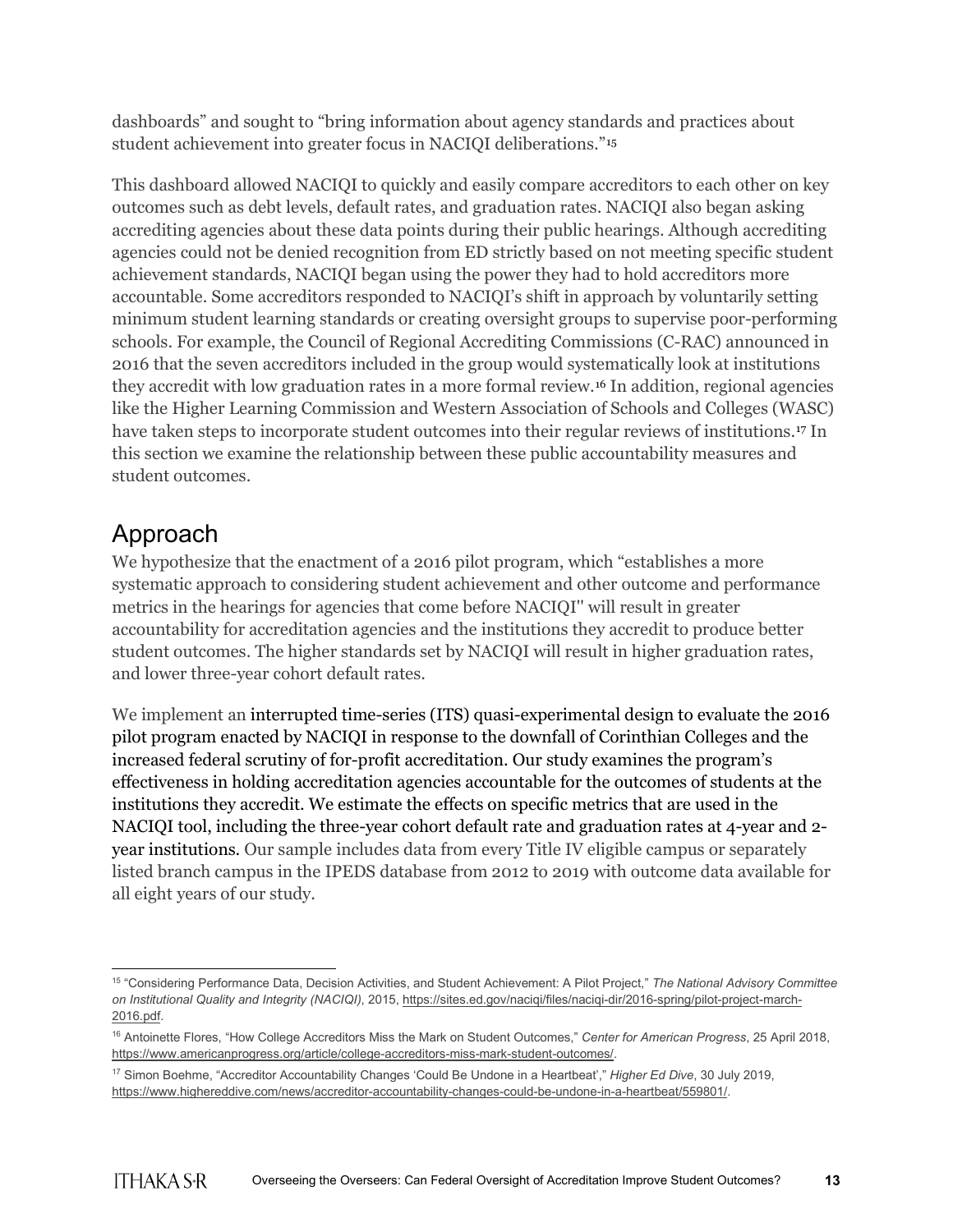dashboards" and sought to "bring information about agency standards and practices about student achievement into greater focus in NACIQI deliberations."[15]

This dashboard allowed NACIQI to quickly and easily compare accreditors to each other on key outcomes such as debt levels, default rates, and graduation rates. NACIQI also began asking accrediting agencies about these data points during their public hearings. Although accrediting agencies could not be denied recognition from ED strictly based on not meeting specific student achievement standards, NACIQI began using the power they had to hold accreditors more accountable. Some accreditors responded to NACIQI's shift in approach by voluntarily setting minimum student learning standards or creating oversight groups to supervise poor-performing schools. For example, the Council of Regional Accrediting Commissions (C-RAC) announced in 2016 that the seven accreditors included in the group would systematically look at institutions they accredit with low graduation rates in a more formal review.[16] In addition, regional agencies like the Higher Learning Commission and Western Association of Schools and Colleges (WASC) have taken steps to incorporate student outcomes into their regular reviews of institutions.[17] In this section we examine the relationship between these public accountability measures and student outcomes.

## Approach

We hypothesize that the enactment of a 2016 pilot program, which "establishes a more systematic approach to considering student achievement and other outcome and performance metrics in the hearings for agencies that come before NACIQI" will result in greater accountability for accreditation agencies and the institutions they accredit to produce better student outcomes. The higher standards set by NACIQI will result in higher graduation rates, and lower three-year cohort default rates.

We implement an interrupted time-series (ITS) quasi-experimental design to evaluate the 2016 pilot program enacted by NACIQI in response to the downfall of Corinthian Colleges and the increased federal scrutiny of for-profit accreditation. Our study examines the program's effectiveness in holding accreditation agencies accountable for the outcomes of students at the institutions they accredit. We estimate the effects on specific metrics that are used in the NACIQI tool, including the three-year cohort default rate and graduation rates at 4-year and 2-year institutions. Our sample includes data from every Title IV eligible campus or separately listed branch campus in the IPEDS database from 2012 to 2019 with outcome data available for all eight years of our study.

---

[15] "Considering Performance Data, Decision Activities, and Student Achievement: A Pilot Project," *The National Advisory Committee on Institutional Quality and Integrity (NACIQI)*, 2015, https://sites.ed.gov/naciqi/files/naciqi-dir/2016-spring/pilot-project-march-2016.pdf.

[16] Antoinette Flores, "How College Accreditors Miss the Mark on Student Outcomes," *Center for American Progress*, 25 April 2018, https://www.americanprogress.org/article/college-accreditors-miss-mark-student-outcomes/.

[17] Simon Boehme, "Accreditor Accountability Changes 'Could Be Undone in a Heartbeat'," *Higher Ed Dive*, 30 July 2019, https://www.highereddive.com/news/accreditor-accountability-changes-could-be-undone-in-a-heartbeat/559801/.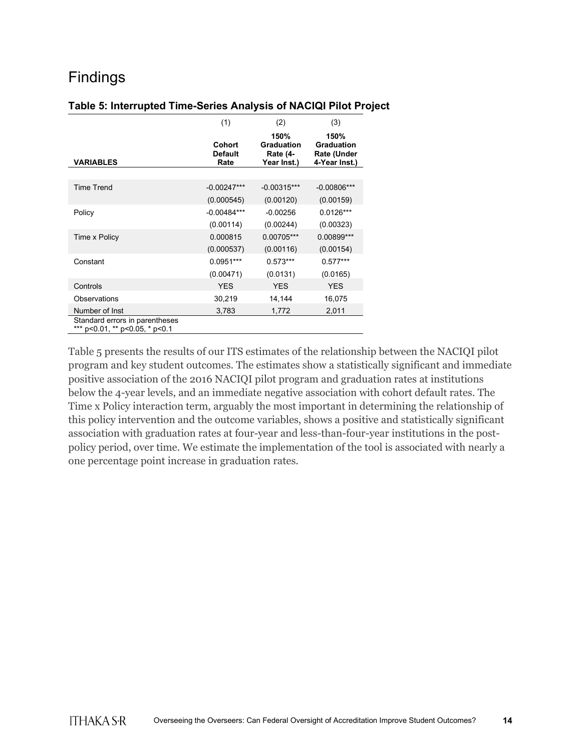# Findings

**Table 5: Interrupted Time-Series Analysis of NACIQI Pilot Project**

| | (1) | (2) | (3) |
|---|---|---|---|
| **VARIABLES** | **Cohort Default Rate** | **150% Graduation Rate (4-Year Inst.)** | **150% Graduation Rate (Under 4-Year Inst.)** |
| Time Trend | -0.00247*** | -0.00315*** | -0.00806*** |
| | (0.000545) | (0.00120) | (0.00159) |
| Policy | -0.00484*** | -0.00256 | 0.0126*** |
| | (0.00114) | (0.00244) | (0.00323) |
| Time x Policy | 0.000815 | 0.00705*** | 0.00899*** |
| | (0.000537) | (0.00116) | (0.00154) |
| Constant | 0.0951*** | 0.573*** | 0.577*** |
| | (0.00471) | (0.0131) | (0.0165) |
| Controls | YES | YES | YES |
| Observations | 30,219 | 14,144 | 16,075 |
| Number of Inst | 3,783 | 1,772 | 2,011 |

Standard errors in parentheses
*** p<0.01, ** p<0.05, * p<0.1

Table 5 presents the results of our ITS estimates of the relationship between the NACIQI pilot program and key student outcomes. The estimates show a statistically significant and immediate positive association of the 2016 NACIQI pilot program and graduation rates at institutions below the 4-year levels, and an immediate negative association with cohort default rates. The Time x Policy interaction term, arguably the most important in determining the relationship of this policy intervention and the outcome variables, shows a positive and statistically significant association with graduation rates at four-year and less-than-four-year institutions in the post-policy period, over time. We estimate the implementation of the tool is associated with nearly a one percentage point increase in graduation rates.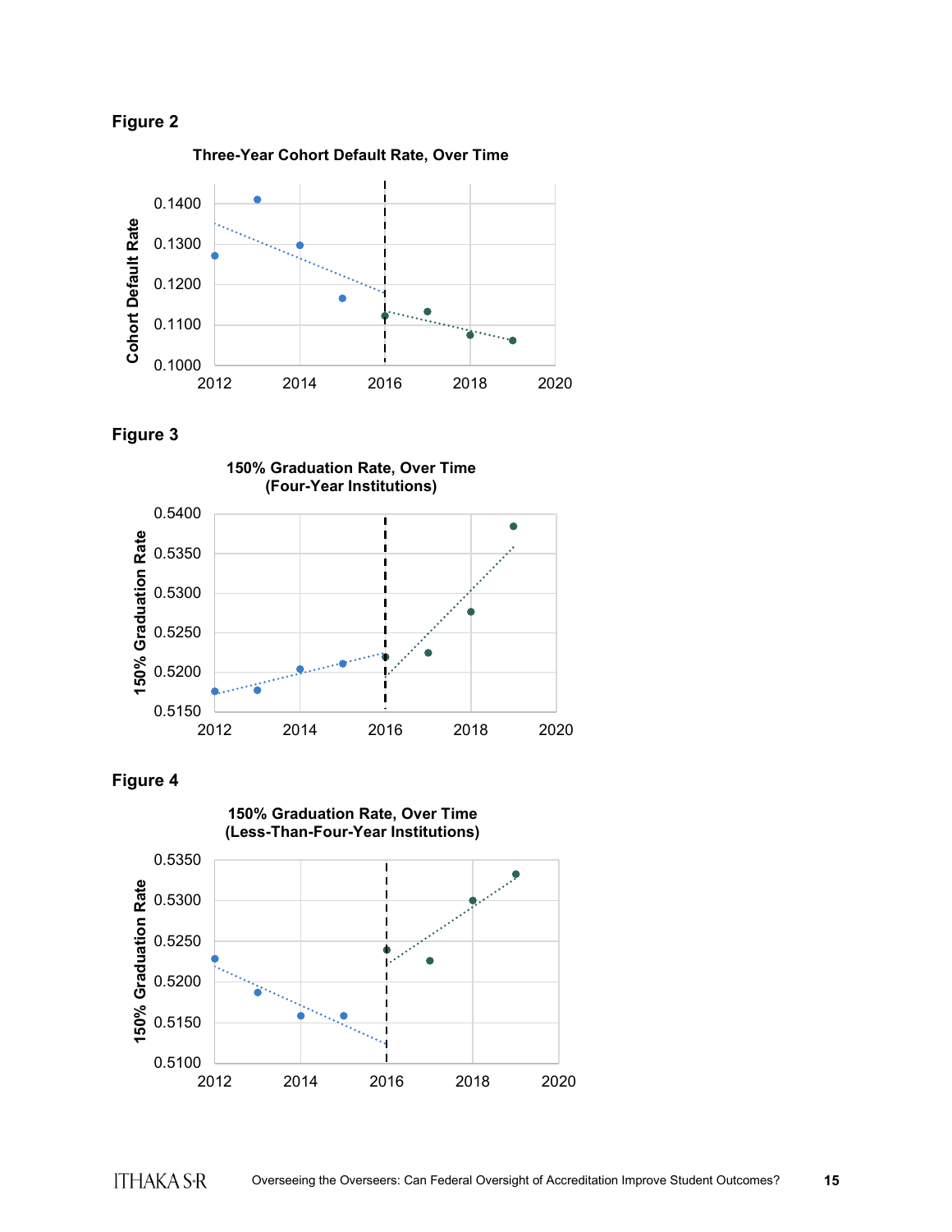**Figure 2**

Three-Year Cohort Default Rate, Over Time

**Figure 3**

150% Graduation Rate, Over Time (Four-Year Institutions)

**Figure 4**

150% Graduation Rate, Over Time (Less-Than-Four-Year Institutions)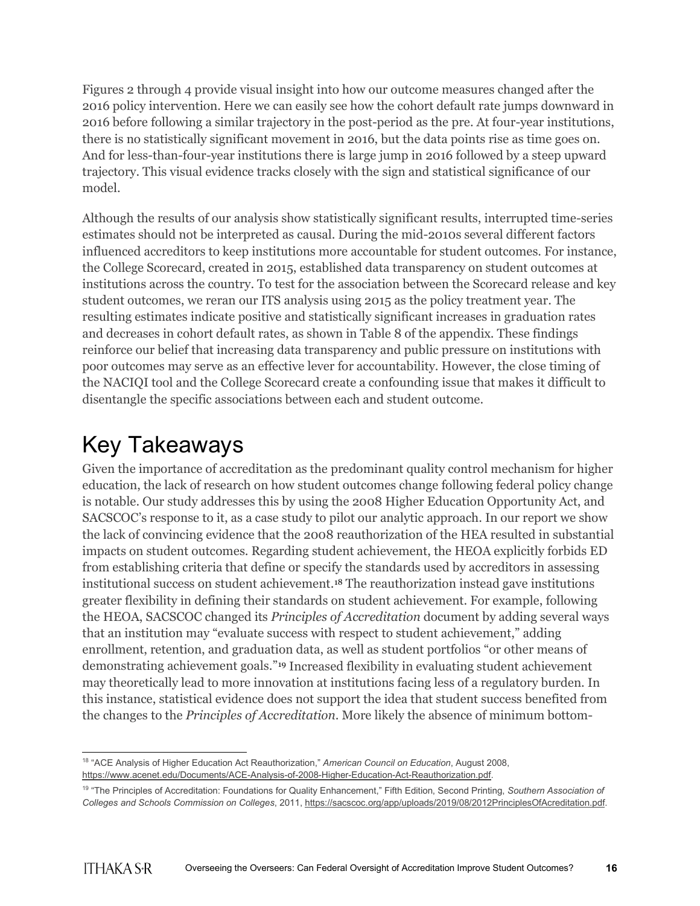Figures 2 through 4 provide visual insight into how our outcome measures changed after the 2016 policy intervention. Here we can easily see how the cohort default rate jumps downward in 2016 before following a similar trajectory in the post-period as the pre. At four-year institutions, there is no statistically significant movement in 2016, but the data points rise as time goes on. And for less-than-four-year institutions there is large jump in 2016 followed by a steep upward trajectory. This visual evidence tracks closely with the sign and statistical significance of our model.

Although the results of our analysis show statistically significant results, interrupted time-series estimates should not be interpreted as causal. During the mid-2010s several different factors influenced accreditors to keep institutions more accountable for student outcomes. For instance, the College Scorecard, created in 2015, established data transparency on student outcomes at institutions across the country. To test for the association between the Scorecard release and key student outcomes, we reran our ITS analysis using 2015 as the policy treatment year. The resulting estimates indicate positive and statistically significant increases in graduation rates and decreases in cohort default rates, as shown in Table 8 of the appendix. These findings reinforce our belief that increasing data transparency and public pressure on institutions with poor outcomes may serve as an effective lever for accountability. However, the close timing of the NACIQI tool and the College Scorecard create a confounding issue that makes it difficult to disentangle the specific associations between each and student outcome.

# Key Takeaways

Given the importance of accreditation as the predominant quality control mechanism for higher education, the lack of research on how student outcomes change following federal policy change is notable. Our study addresses this by using the 2008 Higher Education Opportunity Act, and SACSCOC's response to it, as a case study to pilot our analytic approach. In our report we show the lack of convincing evidence that the 2008 reauthorization of the HEA resulted in substantial impacts on student outcomes. Regarding student achievement, the HEOA explicitly forbids ED from establishing criteria that define or specify the standards used by accreditors in assessing institutional success on student achievement.[18] The reauthorization instead gave institutions greater flexibility in defining their standards on student achievement. For example, following the HEOA, SACSCOC changed its *Principles of Accreditation* document by adding several ways that an institution may "evaluate success with respect to student achievement," adding enrollment, retention, and graduation data, as well as student portfolios "or other means of demonstrating achievement goals."[19] Increased flexibility in evaluating student achievement may theoretically lead to more innovation at institutions facing less of a regulatory burden. In this instance, statistical evidence does not support the idea that student success benefited from the changes to the *Principles of Accreditation*. More likely the absence of minimum bottom-

[18] "ACE Analysis of Higher Education Act Reauthorization," *American Council on Education*, August 2008, https://www.acenet.edu/Documents/ACE-Analysis-of-2008-Higher-Education-Act-Reauthorization.pdf.

[19] "The Principles of Accreditation: Foundations for Quality Enhancement," Fifth Edition, Second Printing, *Southern Association of Colleges and Schools Commission on Colleges*, 2011, https://sacscoc.org/app/uploads/2019/08/2012PrinciplesOfAcreditation.pdf.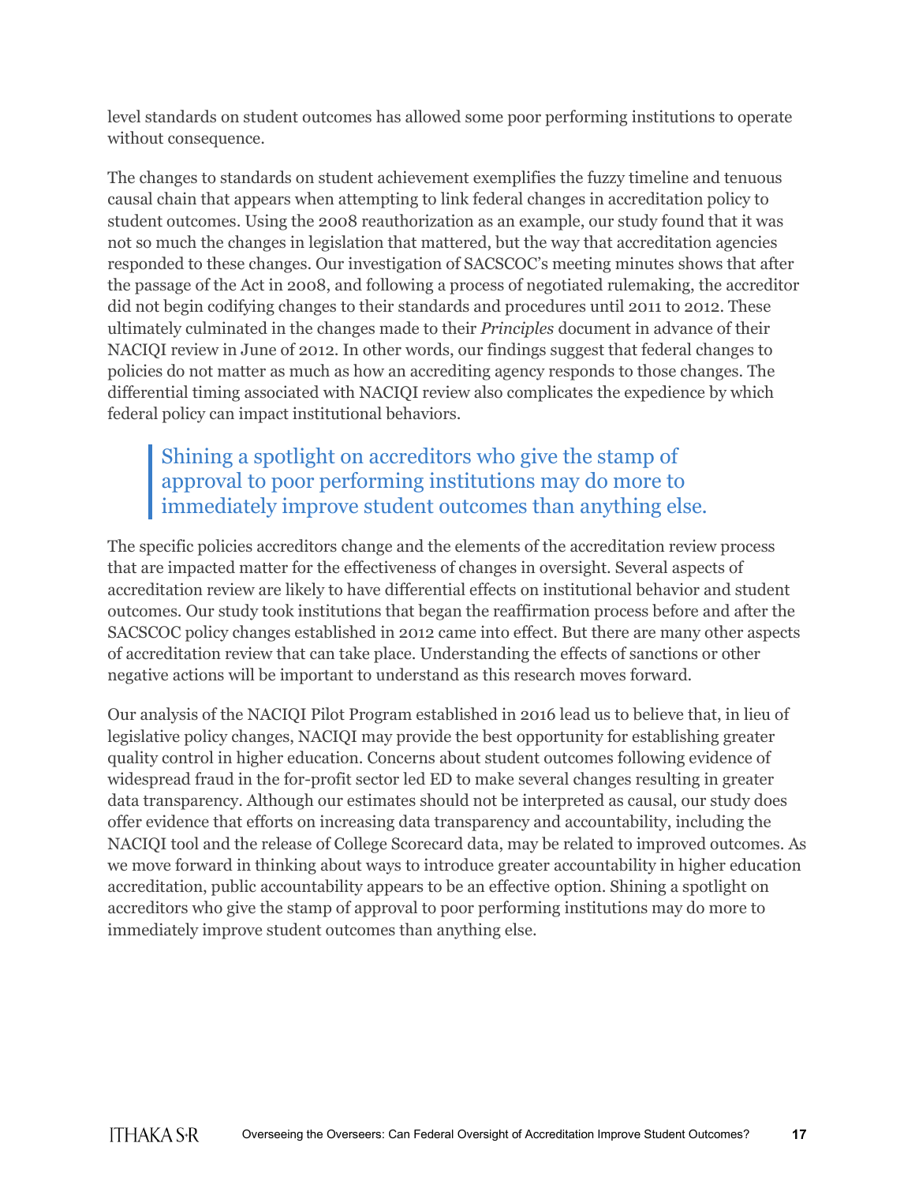level standards on student outcomes has allowed some poor performing institutions to operate without consequence.

The changes to standards on student achievement exemplifies the fuzzy timeline and tenuous causal chain that appears when attempting to link federal changes in accreditation policy to student outcomes. Using the 2008 reauthorization as an example, our study found that it was not so much the changes in legislation that mattered, but the way that accreditation agencies responded to these changes. Our investigation of SACSCOC's meeting minutes shows that after the passage of the Act in 2008, and following a process of negotiated rulemaking, the accreditor did not begin codifying changes to their standards and procedures until 2011 to 2012. These ultimately culminated in the changes made to their *Principles* document in advance of their NACIQI review in June of 2012. In other words, our findings suggest that federal changes to policies do not matter as much as how an accrediting agency responds to those changes. The differential timing associated with NACIQI review also complicates the expedience by which federal policy can impact institutional behaviors.

> Shining a spotlight on accreditors who give the stamp of approval to poor performing institutions may do more to immediately improve student outcomes than anything else.

The specific policies accreditors change and the elements of the accreditation review process that are impacted matter for the effectiveness of changes in oversight. Several aspects of accreditation review are likely to have differential effects on institutional behavior and student outcomes. Our study took institutions that began the reaffirmation process before and after the SACSCOC policy changes established in 2012 came into effect. But there are many other aspects of accreditation review that can take place. Understanding the effects of sanctions or other negative actions will be important to understand as this research moves forward.

Our analysis of the NACIQI Pilot Program established in 2016 lead us to believe that, in lieu of legislative policy changes, NACIQI may provide the best opportunity for establishing greater quality control in higher education. Concerns about student outcomes following evidence of widespread fraud in the for-profit sector led ED to make several changes resulting in greater data transparency. Although our estimates should not be interpreted as causal, our study does offer evidence that efforts on increasing data transparency and accountability, including the NACIQI tool and the release of College Scorecard data, may be related to improved outcomes. As we move forward in thinking about ways to introduce greater accountability in higher education accreditation, public accountability appears to be an effective option. Shining a spotlight on accreditors who give the stamp of approval to poor performing institutions may do more to immediately improve student outcomes than anything else.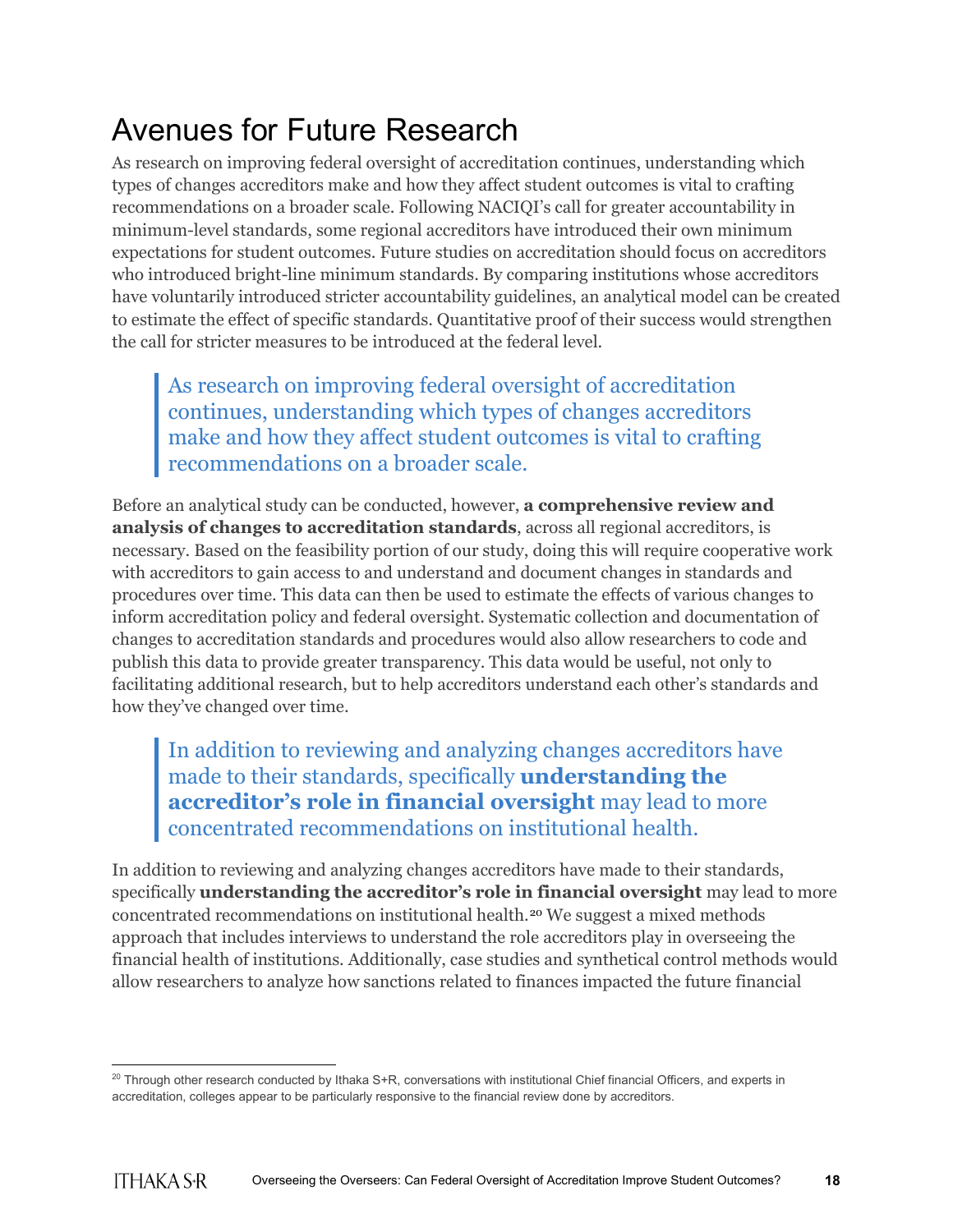# Avenues for Future Research

As research on improving federal oversight of accreditation continues, understanding which types of changes accreditors make and how they affect student outcomes is vital to crafting recommendations on a broader scale. Following NACIQI's call for greater accountability in minimum-level standards, some regional accreditors have introduced their own minimum expectations for student outcomes. Future studies on accreditation should focus on accreditors who introduced bright-line minimum standards. By comparing institutions whose accreditors have voluntarily introduced stricter accountability guidelines, an analytical model can be created to estimate the effect of specific standards. Quantitative proof of their success would strengthen the call for stricter measures to be introduced at the federal level.

> As research on improving federal oversight of accreditation continues, understanding which types of changes accreditors make and how they affect student outcomes is vital to crafting recommendations on a broader scale.

Before an analytical study can be conducted, however, **a comprehensive review and analysis of changes to accreditation standards**, across all regional accreditors, is necessary. Based on the feasibility portion of our study, doing this will require cooperative work with accreditors to gain access to and understand and document changes in standards and procedures over time. This data can then be used to estimate the effects of various changes to inform accreditation policy and federal oversight. Systematic collection and documentation of changes to accreditation standards and procedures would also allow researchers to code and publish this data to provide greater transparency. This data would be useful, not only to facilitating additional research, but to help accreditors understand each other's standards and how they've changed over time.

> In addition to reviewing and analyzing changes accreditors have made to their standards, specifically **understanding the accreditor's role in financial oversight** may lead to more concentrated recommendations on institutional health.

In addition to reviewing and analyzing changes accreditors have made to their standards, specifically **understanding the accreditor's role in financial oversight** may lead to more concentrated recommendations on institutional health.[20] We suggest a mixed methods approach that includes interviews to understand the role accreditors play in overseeing the financial health of institutions. Additionally, case studies and synthetical control methods would allow researchers to analyze how sanctions related to finances impacted the future financial

[20] Through other research conducted by Ithaka S+R, conversations with institutional Chief financial Officers, and experts in accreditation, colleges appear to be particularly responsive to the financial review done by accreditors.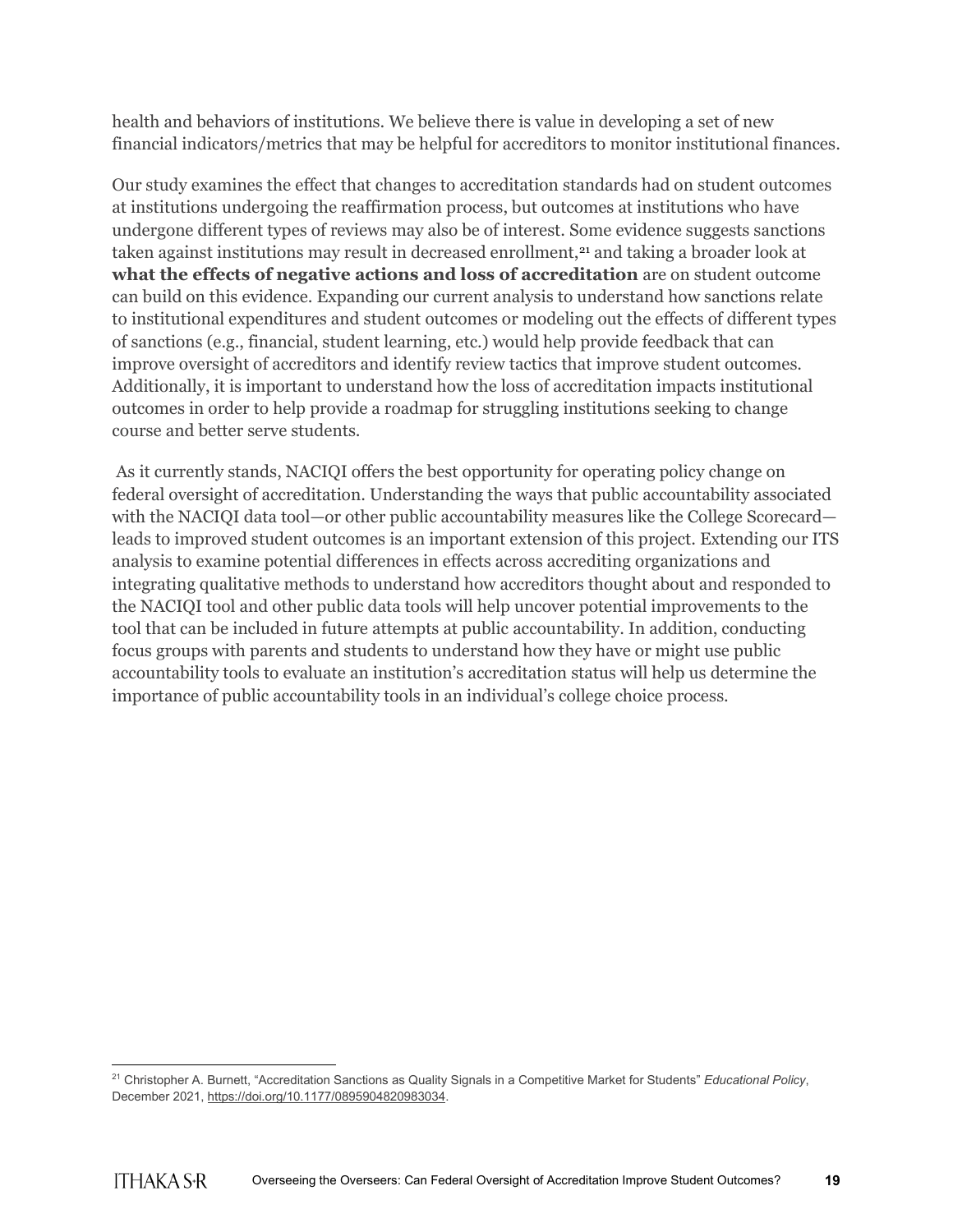health and behaviors of institutions. We believe there is value in developing a set of new financial indicators/metrics that may be helpful for accreditors to monitor institutional finances.

Our study examines the effect that changes to accreditation standards had on student outcomes at institutions undergoing the reaffirmation process, but outcomes at institutions who have undergone different types of reviews may also be of interest. Some evidence suggests sanctions taken against institutions may result in decreased enrollment,[21] and taking a broader look at **what the effects of negative actions and loss of accreditation** are on student outcome can build on this evidence. Expanding our current analysis to understand how sanctions relate to institutional expenditures and student outcomes or modeling out the effects of different types of sanctions (e.g., financial, student learning, etc.) would help provide feedback that can improve oversight of accreditors and identify review tactics that improve student outcomes. Additionally, it is important to understand how the loss of accreditation impacts institutional outcomes in order to help provide a roadmap for struggling institutions seeking to change course and better serve students.

As it currently stands, NACIQI offers the best opportunity for operating policy change on federal oversight of accreditation. Understanding the ways that public accountability associated with the NACIQI data tool—or other public accountability measures like the College Scorecard—leads to improved student outcomes is an important extension of this project. Extending our ITS analysis to examine potential differences in effects across accrediting organizations and integrating qualitative methods to understand how accreditors thought about and responded to the NACIQI tool and other public data tools will help uncover potential improvements to the tool that can be included in future attempts at public accountability. In addition, conducting focus groups with parents and students to understand how they have or might use public accountability tools to evaluate an institution's accreditation status will help us determine the importance of public accountability tools in an individual's college choice process.

---

[21] Christopher A. Burnett, "Accreditation Sanctions as Quality Signals in a Competitive Market for Students" *Educational Policy*, December 2021, https://doi.org/10.1177/0895904820983034.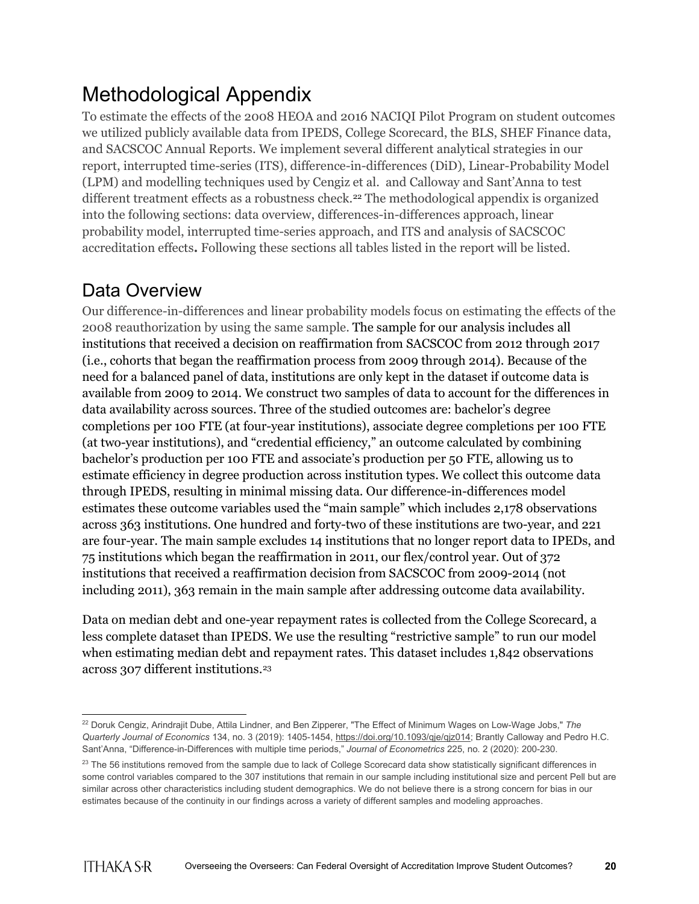# Methodological Appendix

To estimate the effects of the 2008 HEOA and 2016 NACIQI Pilot Program on student outcomes we utilized publicly available data from IPEDS, College Scorecard, the BLS, SHEF Finance data, and SACSCOC Annual Reports. We implement several different analytical strategies in our report, interrupted time-series (ITS), difference-in-differences (DiD), Linear-Probability Model (LPM) and modelling techniques used by Cengiz et al. and Calloway and Sant'Anna to test different treatment effects as a robustness check.[22] The methodological appendix is organized into the following sections: data overview, differences-in-differences approach, linear probability model, interrupted time-series approach, and ITS and analysis of SACSCOC accreditation effects**.** Following these sections all tables listed in the report will be listed.

## Data Overview

Our difference-in-differences and linear probability models focus on estimating the effects of the 2008 reauthorization by using the same sample. The sample for our analysis includes all institutions that received a decision on reaffirmation from SACSCOC from 2012 through 2017 (i.e., cohorts that began the reaffirmation process from 2009 through 2014). Because of the need for a balanced panel of data, institutions are only kept in the dataset if outcome data is available from 2009 to 2014. We construct two samples of data to account for the differences in data availability across sources. Three of the studied outcomes are: bachelor's degree completions per 100 FTE (at four-year institutions), associate degree completions per 100 FTE (at two-year institutions), and "credential efficiency," an outcome calculated by combining bachelor's production per 100 FTE and associate's production per 50 FTE, allowing us to estimate efficiency in degree production across institution types. We collect this outcome data through IPEDS, resulting in minimal missing data. Our difference-in-differences model estimates these outcome variables used the "main sample" which includes 2,178 observations across 363 institutions. One hundred and forty-two of these institutions are two-year, and 221 are four-year. The main sample excludes 14 institutions that no longer report data to IPEDs, and 75 institutions which began the reaffirmation in 2011, our flex/control year. Out of 372 institutions that received a reaffirmation decision from SACSCOC from 2009-2014 (not including 2011), 363 remain in the main sample after addressing outcome data availability.

Data on median debt and one-year repayment rates is collected from the College Scorecard, a less complete dataset than IPEDS. We use the resulting "restrictive sample" to run our model when estimating median debt and repayment rates. This dataset includes 1,842 observations across 307 different institutions.[23]

---

[22] Doruk Cengiz, Arindrajit Dube, Attila Lindner, and Ben Zipperer, "The Effect of Minimum Wages on Low-Wage Jobs," *The Quarterly Journal of Economics* 134, no. 3 (2019): 1405-1454, https://doi.org/10.1093/qje/qjz014; Brantly Calloway and Pedro H.C. Sant'Anna, "Difference-in-Differences with multiple time periods," *Journal of Econometrics* 225, no. 2 (2020): 200-230.

[23] The 56 institutions removed from the sample due to lack of College Scorecard data show statistically significant differences in some control variables compared to the 307 institutions that remain in our sample including institutional size and percent Pell but are similar across other characteristics including student demographics. We do not believe there is a strong concern for bias in our estimates because of the continuity in our findings across a variety of different samples and modeling approaches.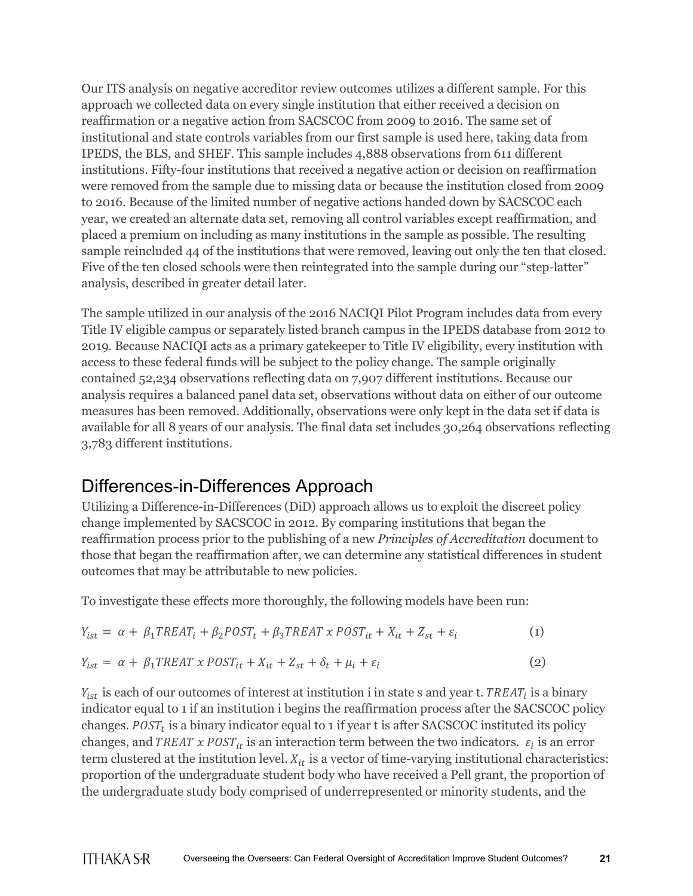Our ITS analysis on negative accreditor review outcomes utilizes a different sample. For this approach we collected data on every single institution that either received a decision on reaffirmation or a negative action from SACSCOC from 2009 to 2016. The same set of institutional and state controls variables from our first sample is used here, taking data from IPEDS, the BLS, and SHEF. This sample includes 4,888 observations from 611 different institutions. Fifty-four institutions that received a negative action or decision on reaffirmation were removed from the sample due to missing data or because the institution closed from 2009 to 2016. Because of the limited number of negative actions handed down by SACSCOC each year, we created an alternate data set, removing all control variables except reaffirmation, and placed a premium on including as many institutions in the sample as possible. The resulting sample reincluded 44 of the institutions that were removed, leaving out only the ten that closed. Five of the ten closed schools were then reintegrated into the sample during our "step-latter" analysis, described in greater detail later.

The sample utilized in our analysis of the 2016 NACIQI Pilot Program includes data from every Title IV eligible campus or separately listed branch campus in the IPEDS database from 2012 to 2019. Because NACIQI acts as a primary gatekeeper to Title IV eligibility, every institution with access to these federal funds will be subject to the policy change. The sample originally contained 52,234 observations reflecting data on 7,907 different institutions. Because our analysis requires a balanced panel data set, observations without data on either of our outcome measures has been removed. Additionally, observations were only kept in the data set if data is available for all 8 years of our analysis. The final data set includes 30,264 observations reflecting 3,783 different institutions.

## Differences-in-Differences Approach

Utilizing a Difference-in-Differences (DiD) approach allows us to exploit the discreet policy change implemented by SACSCOC in 2012. By comparing institutions that began the reaffirmation process prior to the publishing of a new *Principles of Accreditation* document to those that began the reaffirmation after, we can determine any statistical differences in student outcomes that may be attributable to new policies.

To investigate these effects more thoroughly, the following models have been run:

$$Y_{ist} = \alpha + \beta_1 TREAT_i + \beta_2 POST_t + \beta_3 TREAT \ x \ POST_{it} + X_{it} + Z_{st} + \varepsilon_i \quad (1)$$

$$Y_{ist} = \alpha + \beta_1 TREAT \ x \ POST_{it} + X_{it} + Z_{st} + \delta_t + \mu_i + \varepsilon_i \quad (2)$$

$Y_{ist}$ is each of our outcomes of interest at institution i in state s and year t. $TREAT_i$ is a binary indicator equal to 1 if an institution i begins the reaffirmation process after the SACSCOC policy changes. $POST_t$ is a binary indicator equal to 1 if year t is after SACSCOC instituted its policy changes, and $TREAT \ x \ POST_{it}$ is an interaction term between the two indicators. $\varepsilon_i$ is an error term clustered at the institution level. $X_{it}$ is a vector of time-varying institutional characteristics: proportion of the undergraduate student body who have received a Pell grant, the proportion of the undergraduate study body comprised of underrepresented or minority students, and the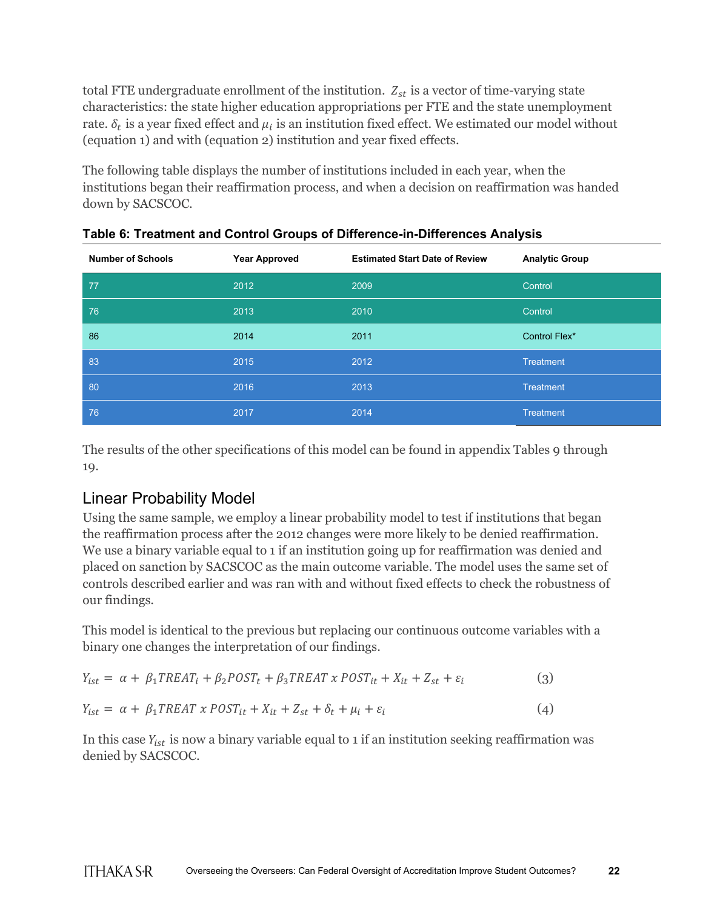total FTE undergraduate enrollment of the institution. $Z_{st}$ is a vector of time-varying state characteristics: the state higher education appropriations per FTE and the state unemployment rate. $\delta_t$ is a year fixed effect and $\mu_i$ is an institution fixed effect. We estimated our model without (equation 1) and with (equation 2) institution and year fixed effects.

The following table displays the number of institutions included in each year, when the institutions began their reaffirmation process, and when a decision on reaffirmation was handed down by SACSCOC.

**Table 6: Treatment and Control Groups of Difference-in-Differences Analysis**

| Number of Schools | Year Approved | Estimated Start Date of Review | Analytic Group |
|---|---|---|---|
| 77 | 2012 | 2009 | Control |
| 76 | 2013 | 2010 | Control |
| 86 | 2014 | 2011 | Control Flex* |
| 83 | 2015 | 2012 | Treatment |
| 80 | 2016 | 2013 | Treatment |
| 76 | 2017 | 2014 | Treatment |

The results of the other specifications of this model can be found in appendix Tables 9 through 19.

## Linear Probability Model

Using the same sample, we employ a linear probability model to test if institutions that began the reaffirmation process after the 2012 changes were more likely to be denied reaffirmation. We use a binary variable equal to 1 if an institution going up for reaffirmation was denied and placed on sanction by SACSCOC as the main outcome variable. The model uses the same set of controls described earlier and was ran with and without fixed effects to check the robustness of our findings.

This model is identical to the previous but replacing our continuous outcome variables with a binary one changes the interpretation of our findings.

$$Y_{ist} = \alpha + \beta_1 TREAT_i + \beta_2 POST_t + \beta_3 TREAT \ x \ POST_{it} + X_{it} + Z_{st} + \varepsilon_i \qquad (3)$$

$$Y_{ist} = \alpha + \beta_1 TREAT \ x \ POST_{it} + X_{it} + Z_{st} + \delta_t + \mu_i + \varepsilon_i \qquad (4)$$

In this case $Y_{ist}$ is now a binary variable equal to 1 if an institution seeking reaffirmation was denied by SACSCOC.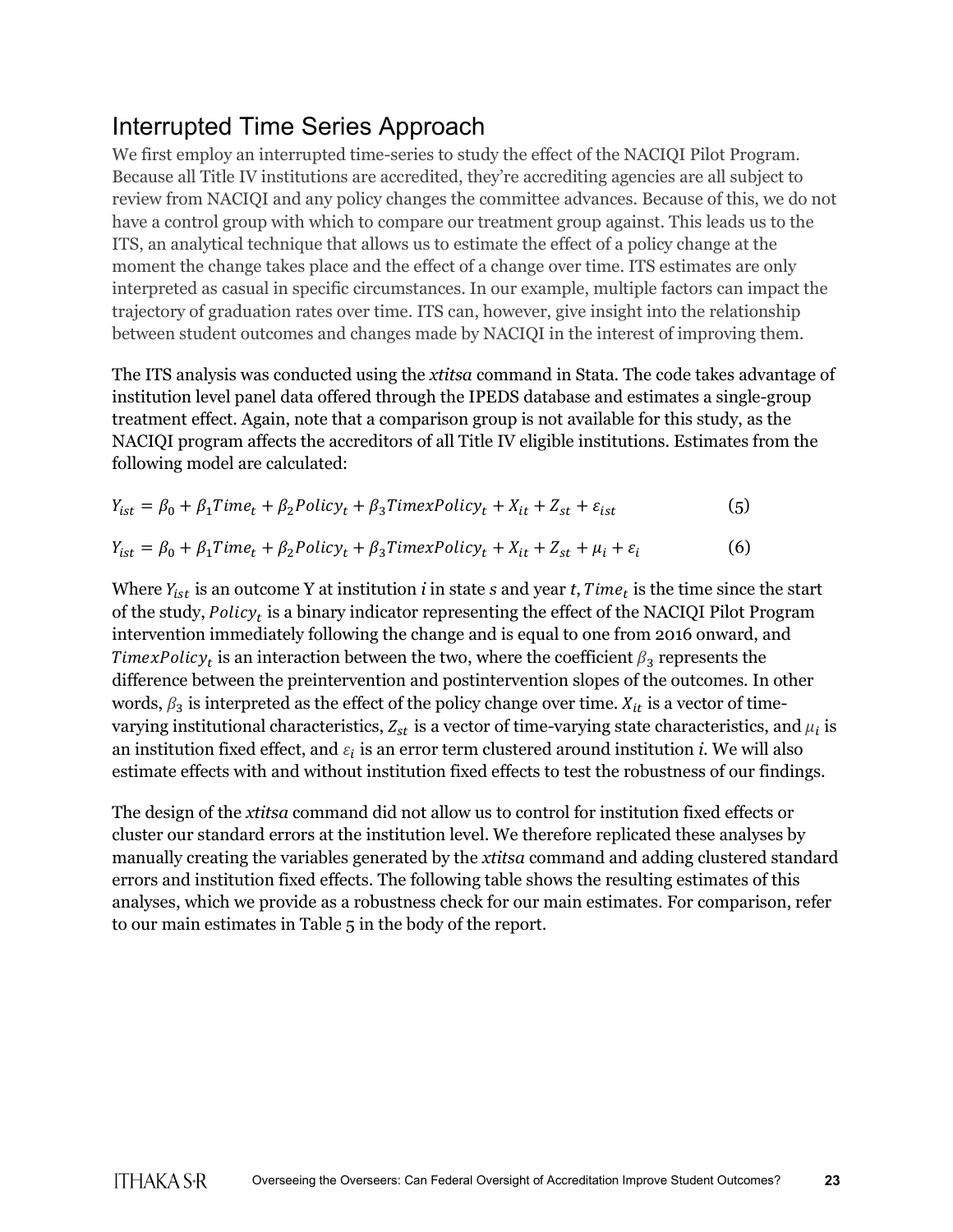## Interrupted Time Series Approach

We first employ an interrupted time-series to study the effect of the NACIQI Pilot Program. Because all Title IV institutions are accredited, they're accrediting agencies are all subject to review from NACIQI and any policy changes the committee advances. Because of this, we do not have a control group with which to compare our treatment group against. This leads us to the ITS, an analytical technique that allows us to estimate the effect of a policy change at the moment the change takes place and the effect of a change over time. ITS estimates are only interpreted as casual in specific circumstances. In our example, multiple factors can impact the trajectory of graduation rates over time. ITS can, however, give insight into the relationship between student outcomes and changes made by NACIQI in the interest of improving them.

The ITS analysis was conducted using the *xtitsa* command in Stata. The code takes advantage of institution level panel data offered through the IPEDS database and estimates a single-group treatment effect. Again, note that a comparison group is not available for this study, as the NACIQI program affects the accreditors of all Title IV eligible institutions. Estimates from the following model are calculated:

$$Y_{ist} = \beta_0 + \beta_1 Time_t + \beta_2 Policy_t + \beta_3 TimexPolicy_t + X_{it} + Z_{st} + \varepsilon_{ist} \tag{5}$$

$$Y_{ist} = \beta_0 + \beta_1 Time_t + \beta_2 Policy_t + \beta_3 TimexPolicy_t + X_{it} + Z_{st} + \mu_i + \varepsilon_i \tag{6}$$

Where $Y_{ist}$ is an outcome Y at institution *i* in state *s* and year *t*, $Time_t$ is the time since the start of the study, $Policy_t$ is a binary indicator representing the effect of the NACIQI Pilot Program intervention immediately following the change and is equal to one from 2016 onward, and $TimexPolicy_t$ is an interaction between the two, where the coefficient $\beta_3$ represents the difference between the preintervention and postintervention slopes of the outcomes. In other words, $\beta_3$ is interpreted as the effect of the policy change over time. $X_{it}$ is a vector of time-varying institutional characteristics, $Z_{st}$ is a vector of time-varying state characteristics, and $\mu_i$ is an institution fixed effect, and $\varepsilon_i$ is an error term clustered around institution *i*. We will also estimate effects with and without institution fixed effects to test the robustness of our findings.

The design of the *xtitsa* command did not allow us to control for institution fixed effects or cluster our standard errors at the institution level. We therefore replicated these analyses by manually creating the variables generated by the *xtitsa* command and adding clustered standard errors and institution fixed effects. The following table shows the resulting estimates of this analyses, which we provide as a robustness check for our main estimates. For comparison, refer to our main estimates in Table 5 in the body of the report.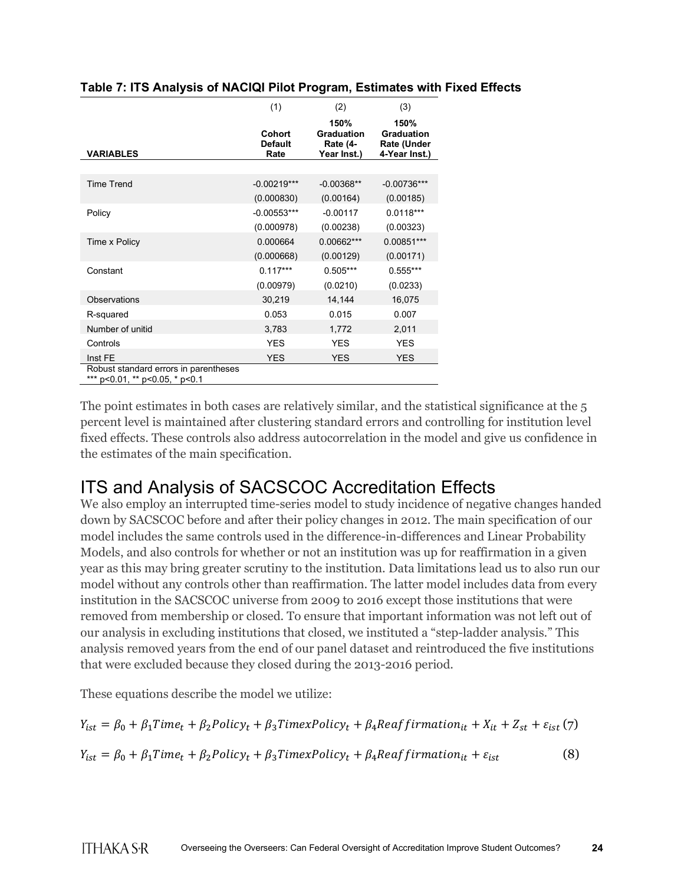**Table 7: ITS Analysis of NACIQI Pilot Program, Estimates with Fixed Effects**

| VARIABLES | (1) Cohort Default Rate | (2) 150% Graduation Rate (4-Year Inst.) | (3) 150% Graduation Rate (Under 4-Year Inst.) |
|---|---|---|---|
| Time Trend | -0.00219*** | -0.00368** | -0.00736*** |
| | (0.000830) | (0.00164) | (0.00185) |
| Policy | -0.00553*** | -0.00117 | 0.0118*** |
| | (0.000978) | (0.00238) | (0.00323) |
| Time x Policy | 0.000664 | 0.00662*** | 0.00851*** |
| | (0.000668) | (0.00129) | (0.00171) |
| Constant | 0.117*** | 0.505*** | 0.555*** |
| | (0.00979) | (0.0210) | (0.0233) |
| Observations | 30,219 | 14,144 | 16,075 |
| R-squared | 0.053 | 0.015 | 0.007 |
| Number of unitid | 3,783 | 1,772 | 2,011 |
| Controls | YES | YES | YES |
| Inst FE | YES | YES | YES |

Robust standard errors in parentheses
*** p<0.01, ** p<0.05, * p<0.1

The point estimates in both cases are relatively similar, and the statistical significance at the 5 percent level is maintained after clustering standard errors and controlling for institution level fixed effects. These controls also address autocorrelation in the model and give us confidence in the estimates of the main specification.

## ITS and Analysis of SACSCOC Accreditation Effects

We also employ an interrupted time-series model to study incidence of negative changes handed down by SACSCOC before and after their policy changes in 2012. The main specification of our model includes the same controls used in the difference-in-differences and Linear Probability Models, and also controls for whether or not an institution was up for reaffirmation in a given year as this may bring greater scrutiny to the institution. Data limitations lead us to also run our model without any controls other than reaffirmation. The latter model includes data from every institution in the SACSCOC universe from 2009 to 2016 except those institutions that were removed from membership or closed. To ensure that important information was not left out of our analysis in excluding institutions that closed, we instituted a "step-ladder analysis." This analysis removed years from the end of our panel dataset and reintroduced the five institutions that were excluded because they closed during the 2013-2016 period.

These equations describe the model we utilize:

$$Y_{ist} = \beta_0 + \beta_1 Time_t + \beta_2 Policy_t + \beta_3 TimexPolicy_t + \beta_4 Reaffirmation_{it} + X_{it} + Z_{st} + \varepsilon_{ist} \quad (7)$$

$$Y_{ist} = \beta_0 + \beta_1 Time_t + \beta_2 Policy_t + \beta_3 TimexPolicy_t + \beta_4 Reaffirmation_{it} + \varepsilon_{ist} \quad (8)$$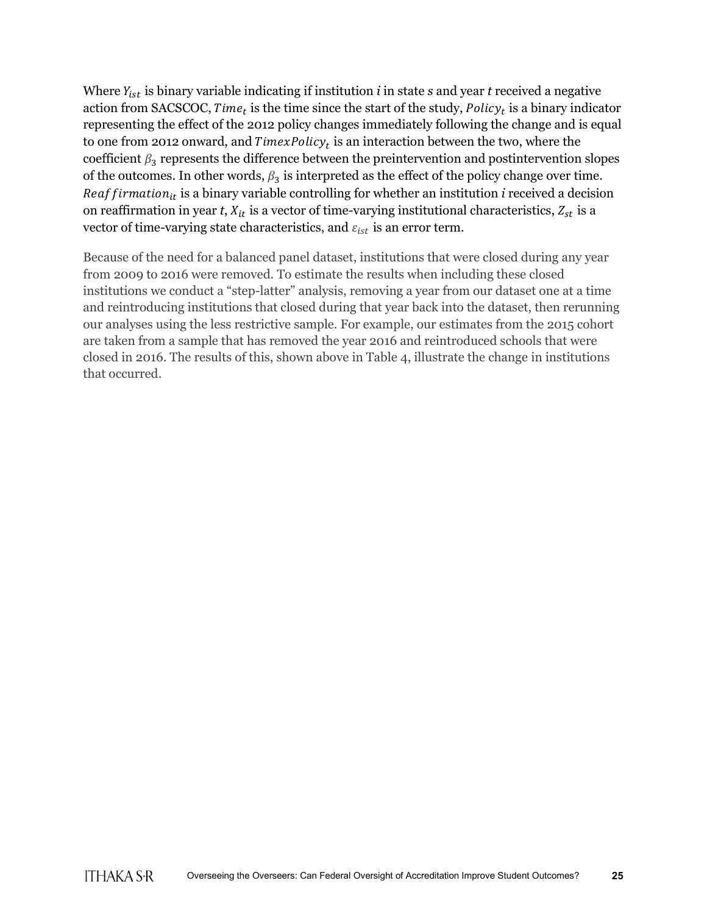Where $Y_{ist}$ is binary variable indicating if institution $i$ in state $s$ and year $t$ received a negative action from SACSCOC, $Time_t$ is the time since the start of the study, $Policy_t$ is a binary indicator representing the effect of the 2012 policy changes immediately following the change and is equal to one from 2012 onward, and $TimexPolicy_t$ is an interaction between the two, where the coefficient $\beta_3$ represents the difference between the preintervention and postintervention slopes of the outcomes. In other words, $\beta_3$ is interpreted as the effect of the policy change over time. $Reaffirmation_{it}$ is a binary variable controlling for whether an institution $i$ received a decision on reaffirmation in year $t$, $X_{it}$ is a vector of time-varying institutional characteristics, $Z_{st}$ is a vector of time-varying state characteristics, and $\varepsilon_{ist}$ is an error term.

Because of the need for a balanced panel dataset, institutions that were closed during any year from 2009 to 2016 were removed. To estimate the results when including these closed institutions we conduct a "step-latter" analysis, removing a year from our dataset one at a time and reintroducing institutions that closed during that year back into the dataset, then rerunning our analyses using the less restrictive sample. For example, our estimates from the 2015 cohort are taken from a sample that has removed the year 2016 and reintroduced schools that were closed in 2016. The results of this, shown above in Table 4, illustrate the change in institutions that occurred.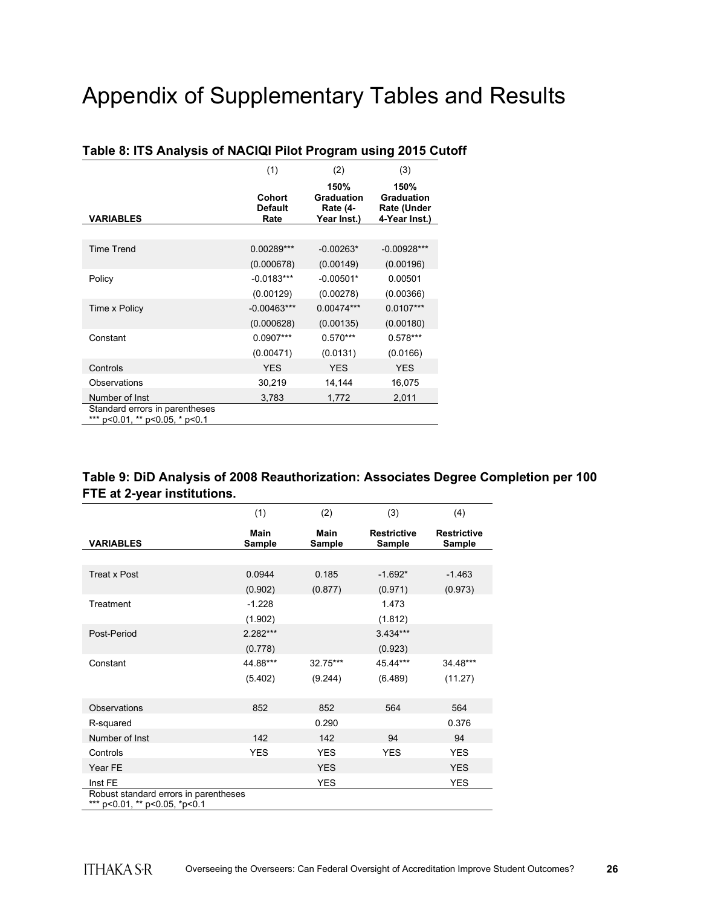# Appendix of Supplementary Tables and Results

### Table 8: ITS Analysis of NACIQI Pilot Program using 2015 Cutoff

| VARIABLES | (1) Cohort Default Rate | (2) 150% Graduation Rate (4-Year Inst.) | (3) 150% Graduation Rate (Under 4-Year Inst.) |
|---|---|---|---|
| Time Trend | 0.00289*** | -0.00263* | -0.00928*** |
| | (0.000678) | (0.00149) | (0.00196) |
| Policy | -0.0183*** | -0.00501* | 0.00501 |
| | (0.00129) | (0.00278) | (0.00366) |
| Time x Policy | -0.00463*** | 0.00474*** | 0.0107*** |
| | (0.000628) | (0.00135) | (0.00180) |
| Constant | 0.0907*** | 0.570*** | 0.578*** |
| | (0.00471) | (0.0131) | (0.0166) |
| Controls | YES | YES | YES |
| Observations | 30,219 | 14,144 | 16,075 |
| Number of Inst | 3,783 | 1,772 | 2,011 |

Standard errors in parentheses
*** p<0.01, ** p<0.05, * p<0.1

### Table 9: DiD Analysis of 2008 Reauthorization: Associates Degree Completion per 100 FTE at 2-year institutions.

| VARIABLES | (1) Main Sample | (2) Main Sample | (3) Restrictive Sample | (4) Restrictive Sample |
|---|---|---|---|---|
| Treat x Post | 0.0944 | 0.185 | -1.692* | -1.463 |
| | (0.902) | (0.877) | (0.971) | (0.973) |
| Treatment | -1.228 | | 1.473 | |
| | (1.902) | | (1.812) | |
| Post-Period | 2.282*** | | 3.434*** | |
| | (0.778) | | (0.923) | |
| Constant | 44.88*** | 32.75*** | 45.44*** | 34.48*** |
| | (5.402) | (9.244) | (6.489) | (11.27) |
| Observations | 852 | 852 | 564 | 564 |
| R-squared | | 0.290 | | 0.376 |
| Number of Inst | 142 | 142 | 94 | 94 |
| Controls | YES | YES | YES | YES |
| Year FE | | YES | | YES |
| Inst FE | | YES | | YES |

Robust standard errors in parentheses
*** p<0.01, ** p<0.05, *p<0.1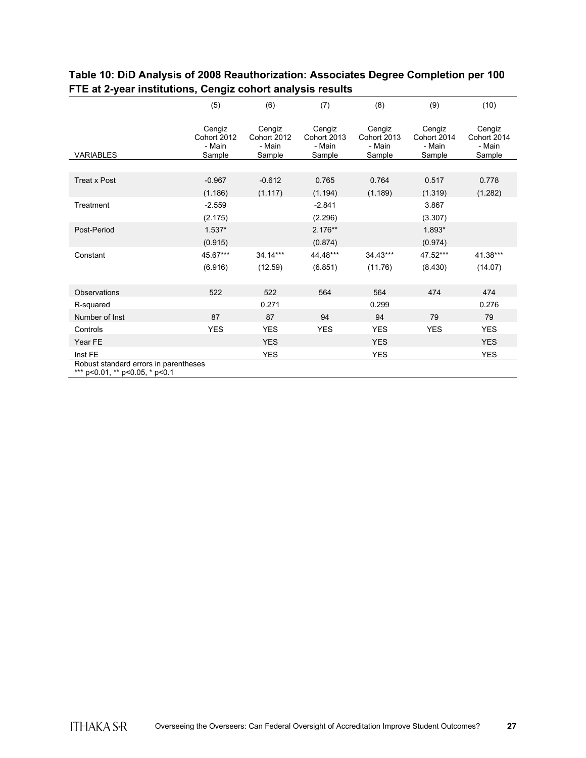**Table 10: DiD Analysis of 2008 Reauthorization: Associates Degree Completion per 100 FTE at 2-year institutions, Cengiz cohort analysis results**

| | (5) | (6) | (7) | (8) | (9) | (10) |
|---|---|---|---|---|---|---|
| VARIABLES | Cengiz Cohort 2012 - Main Sample | Cengiz Cohort 2012 - Main Sample | Cengiz Cohort 2013 - Main Sample | Cengiz Cohort 2013 - Main Sample | Cengiz Cohort 2014 - Main Sample | Cengiz Cohort 2014 - Main Sample |
| Treat x Post | -0.967 | -0.612 | 0.765 | 0.764 | 0.517 | 0.778 |
| | (1.186) | (1.117) | (1.194) | (1.189) | (1.319) | (1.282) |
| Treatment | -2.559 | | -2.841 | | 3.867 | |
| | (2.175) | | (2.296) | | (3.307) | |
| Post-Period | 1.537* | | 2.176** | | 1.893* | |
| | (0.915) | | (0.874) | | (0.974) | |
| Constant | 45.67*** | 34.14*** | 44.48*** | 34.43*** | 47.52*** | 41.38*** |
| | (6.916) | (12.59) | (6.851) | (11.76) | (8.430) | (14.07) |
| Observations | 522 | 522 | 564 | 564 | 474 | 474 |
| R-squared | | 0.271 | | 0.299 | | 0.276 |
| Number of Inst | 87 | 87 | 94 | 94 | 79 | 79 |
| Controls | YES | YES | YES | YES | YES | YES |
| Year FE | | YES | | YES | | YES |
| Inst FE | | YES | | YES | | YES |

Robust standard errors in parentheses
*** p<0.01, ** p<0.05, * p<0.1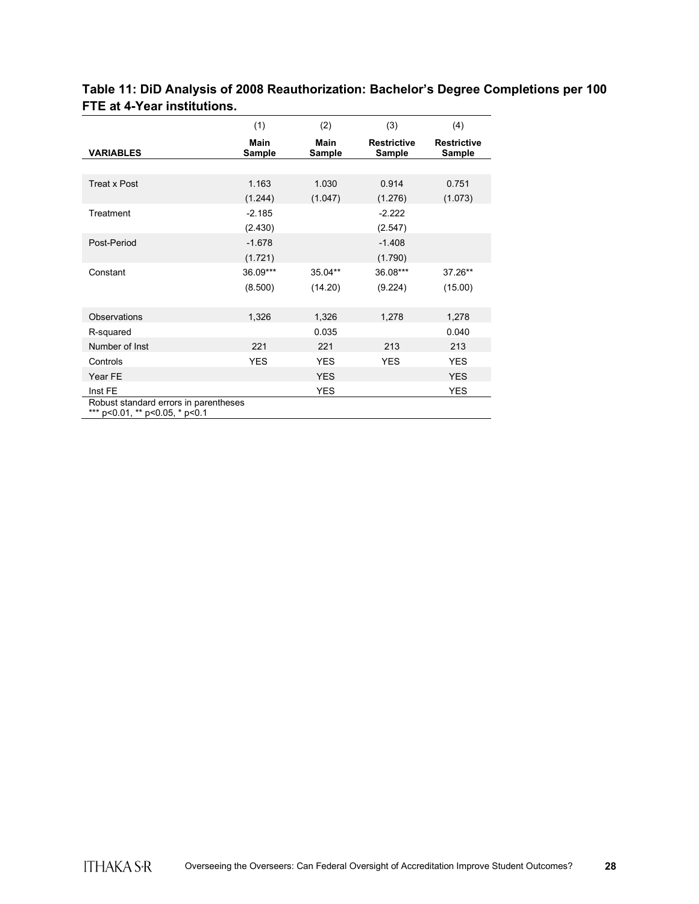**Table 11: DiD Analysis of 2008 Reauthorization: Bachelor's Degree Completions per 100 FTE at 4-Year institutions.**

| | (1) | (2) | (3) | (4) |
|---|---|---|---|---|
| **VARIABLES** | **Main Sample** | **Main Sample** | **Restrictive Sample** | **Restrictive Sample** |
| | | | | |
| Treat x Post | 1.163 | 1.030 | 0.914 | 0.751 |
| | (1.244) | (1.047) | (1.276) | (1.073) |
| Treatment | -2.185 | | -2.222 | |
| | (2.430) | | (2.547) | |
| Post-Period | -1.678 | | -1.408 | |
| | (1.721) | | (1.790) | |
| Constant | 36.09*** | 35.04** | 36.08*** | 37.26** |
| | (8.500) | (14.20) | (9.224) | (15.00) |
| | | | | |
| Observations | 1,326 | 1,326 | 1,278 | 1,278 |
| R-squared | | 0.035 | | 0.040 |
| Number of Inst | 221 | 221 | 213 | 213 |
| Controls | YES | YES | YES | YES |
| Year FE | | YES | | YES |
| Inst FE | | YES | | YES |

Robust standard errors in parentheses
*** p<0.01, ** p<0.05, * p<0.1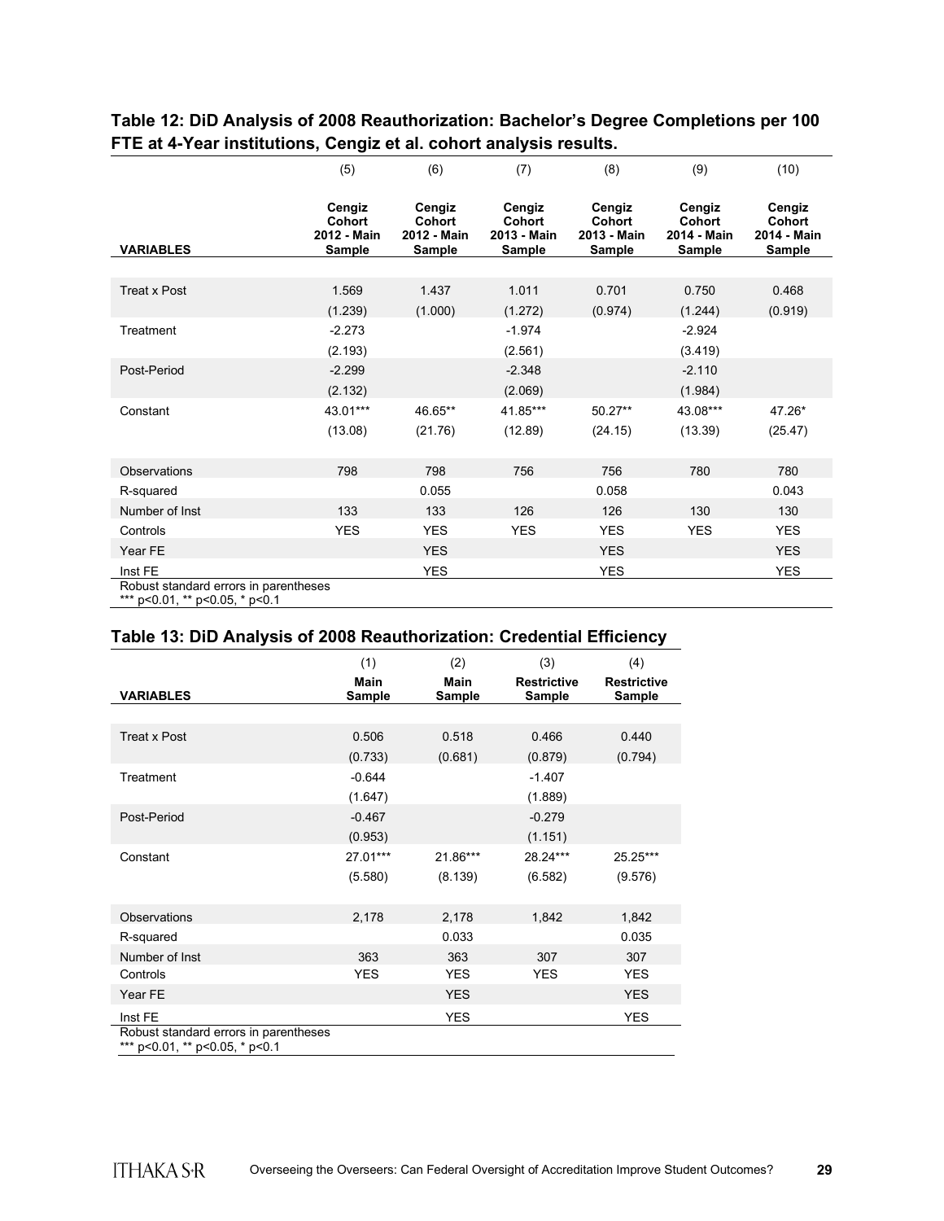**Table 12: DiD Analysis of 2008 Reauthorization: Bachelor's Degree Completions per 100 FTE at 4-Year institutions, Cengiz et al. cohort analysis results.**

| | (5) | (6) | (7) | (8) | (9) | (10) |
|---|---|---|---|---|---|---|
| **VARIABLES** | **Cengiz Cohort 2012 - Main Sample** | **Cengiz Cohort 2012 - Main Sample** | **Cengiz Cohort 2013 - Main Sample** | **Cengiz Cohort 2013 - Main Sample** | **Cengiz Cohort 2014 - Main Sample** | **Cengiz Cohort 2014 - Main Sample** |
| Treat x Post | 1.569 | 1.437 | 1.011 | 0.701 | 0.750 | 0.468 |
| | (1.239) | (1.000) | (1.272) | (0.974) | (1.244) | (0.919) |
| Treatment | -2.273 | | -1.974 | | -2.924 | |
| | (2.193) | | (2.561) | | (3.419) | |
| Post-Period | -2.299 | | -2.348 | | -2.110 | |
| | (2.132) | | (2.069) | | (1.984) | |
| Constant | 43.01*** | 46.65** | 41.85*** | 50.27** | 43.08*** | 47.26* |
| | (13.08) | (21.76) | (12.89) | (24.15) | (13.39) | (25.47) |
| Observations | 798 | 798 | 756 | 756 | 780 | 780 |
| R-squared | | 0.055 | | 0.058 | | 0.043 |
| Number of Inst | 133 | 133 | 126 | 126 | 130 | 130 |
| Controls | YES | YES | YES | YES | YES | YES |
| Year FE | | YES | | YES | | YES |
| Inst FE | | YES | | YES | | YES |

Robust standard errors in parentheses
*** p<0.01, ** p<0.05, * p<0.1

**Table 13: DiD Analysis of 2008 Reauthorization: Credential Efficiency**

| | (1) | (2) | (3) | (4) |
|---|---|---|---|---|
| **VARIABLES** | **Main Sample** | **Main Sample** | **Restrictive Sample** | **Restrictive Sample** |
| Treat x Post | 0.506 | 0.518 | 0.466 | 0.440 |
| | (0.733) | (0.681) | (0.879) | (0.794) |
| Treatment | -0.644 | | -1.407 | |
| | (1.647) | | (1.889) | |
| Post-Period | -0.467 | | -0.279 | |
| | (0.953) | | (1.151) | |
| Constant | 27.01*** | 21.86*** | 28.24*** | 25.25*** |
| | (5.580) | (8.139) | (6.582) | (9.576) |
| Observations | 2,178 | 2,178 | 1,842 | 1,842 |
| R-squared | | 0.033 | | 0.035 |
| Number of Inst | 363 | 363 | 307 | 307 |
| Controls | YES | YES | YES | YES |
| Year FE | | YES | | YES |
| Inst FE | | YES | | YES |

Robust standard errors in parentheses
*** p<0.01, ** p<0.05, * p<0.1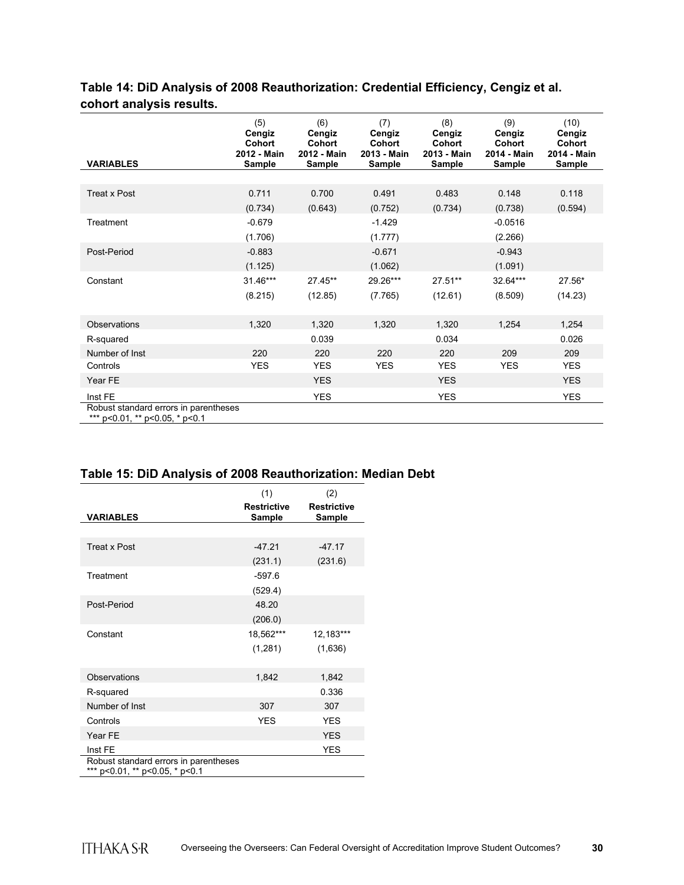### Table 14: DiD Analysis of 2008 Reauthorization: Credential Efficiency, Cengiz et al. cohort analysis results.

| VARIABLES | (5) Cengiz Cohort 2012 - Main Sample | (6) Cengiz Cohort 2012 - Main Sample | (7) Cengiz Cohort 2013 - Main Sample | (8) Cengiz Cohort 2013 - Main Sample | (9) Cengiz Cohort 2014 - Main Sample | (10) Cengiz Cohort 2014 - Main Sample |
|---|---|---|---|---|---|---|
| Treat x Post | 0.711 | 0.700 | 0.491 | 0.483 | 0.148 | 0.118 |
| | (0.734) | (0.643) | (0.752) | (0.734) | (0.738) | (0.594) |
| Treatment | -0.679 | | -1.429 | | -0.0516 | |
| | (1.706) | | (1.777) | | (2.266) | |
| Post-Period | -0.883 | | -0.671 | | -0.943 | |
| | (1.125) | | (1.062) | | (1.091) | |
| Constant | 31.46*** | 27.45** | 29.26*** | 27.51** | 32.64*** | 27.56* |
| | (8.215) | (12.85) | (7.765) | (12.61) | (8.509) | (14.23) |
| Observations | 1,320 | 1,320 | 1,320 | 1,320 | 1,254 | 1,254 |
| R-squared | | 0.039 | | 0.034 | | 0.026 |
| Number of Inst | 220 | 220 | 220 | 220 | 209 | 209 |
| Controls | YES | YES | YES | YES | YES | YES |
| Year FE | | YES | | YES | | YES |
| Inst FE | | YES | | YES | | YES |

Robust standard errors in parentheses
*** p<0.01, ** p<0.05, * p<0.1

### Table 15: DiD Analysis of 2008 Reauthorization: Median Debt

| VARIABLES | (1) Restrictive Sample | (2) Restrictive Sample |
|---|---|---|
| Treat x Post | -47.21 | -47.17 |
| | (231.1) | (231.6) |
| Treatment | -597.6 | |
| | (529.4) | |
| Post-Period | 48.20 | |
| | (206.0) | |
| Constant | 18,562*** | 12,183*** |
| | (1,281) | (1,636) |
| Observations | 1,842 | 1,842 |
| R-squared | | 0.336 |
| Number of Inst | 307 | 307 |
| Controls | YES | YES |
| Year FE | | YES |
| Inst FE | | YES |

Robust standard errors in parentheses
*** p<0.01, ** p<0.05, * p<0.1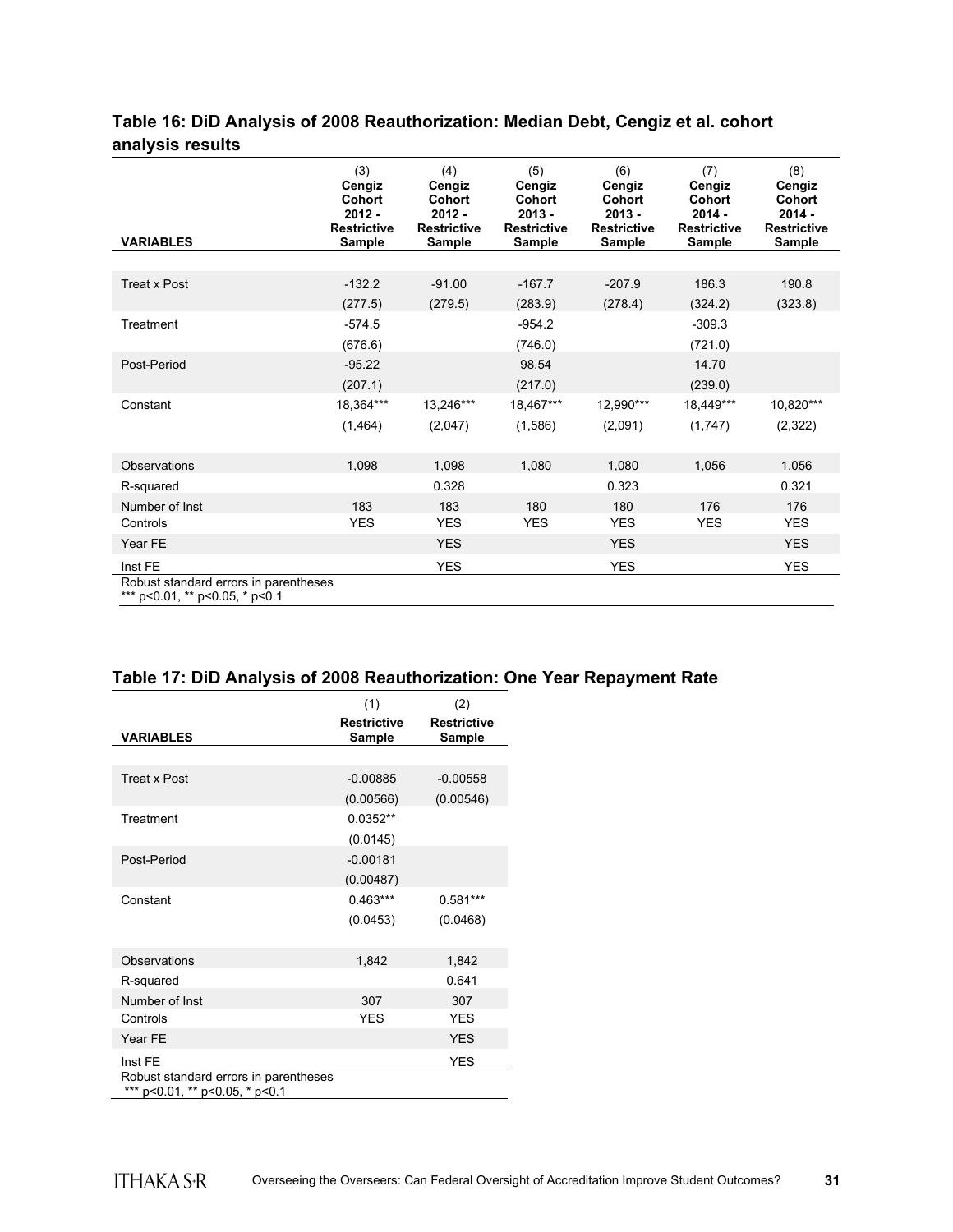## Table 16: DiD Analysis of 2008 Reauthorization: Median Debt, Cengiz et al. cohort analysis results

| VARIABLES | (3) Cengiz Cohort 2012 - Restrictive Sample | (4) Cengiz Cohort 2012 - Restrictive Sample | (5) Cengiz Cohort 2013 - Restrictive Sample | (6) Cengiz Cohort 2013 - Restrictive Sample | (7) Cengiz Cohort 2014 - Restrictive Sample | (8) Cengiz Cohort 2014 - Restrictive Sample |
|---|---|---|---|---|---|---|
| Treat x Post | -132.2 | -91.00 | -167.7 | -207.9 | 186.3 | 190.8 |
| | (277.5) | (279.5) | (283.9) | (278.4) | (324.2) | (323.8) |
| Treatment | -574.5 | | -954.2 | | -309.3 | |
| | (676.6) | | (746.0) | | (721.0) | |
| Post-Period | -95.22 | | 98.54 | | 14.70 | |
| | (207.1) | | (217.0) | | (239.0) | |
| Constant | 18,364*** | 13,246*** | 18,467*** | 12,990*** | 18,449*** | 10,820*** |
| | (1,464) | (2,047) | (1,586) | (2,091) | (1,747) | (2,322) |
| Observations | 1,098 | 1,098 | 1,080 | 1,080 | 1,056 | 1,056 |
| R-squared | | 0.328 | | 0.323 | | 0.321 |
| Number of Inst | 183 | 183 | 180 | 180 | 176 | 176 |
| Controls | YES | YES | YES | YES | YES | YES |
| Year FE | | YES | | YES | | YES |
| Inst FE | | YES | | YES | | YES |

Robust standard errors in parentheses
*** p<0.01, ** p<0.05, * p<0.1

## Table 17: DiD Analysis of 2008 Reauthorization: One Year Repayment Rate

| VARIABLES | (1) Restrictive Sample | (2) Restrictive Sample |
|---|---|---|
| Treat x Post | -0.00885 | -0.00558 |
| | (0.00566) | (0.00546) |
| Treatment | 0.0352** | |
| | (0.0145) | |
| Post-Period | -0.00181 | |
| | (0.00487) | |
| Constant | 0.463*** | 0.581*** |
| | (0.0453) | (0.0468) |
| Observations | 1,842 | 1,842 |
| R-squared | | 0.641 |
| Number of Inst | 307 | 307 |
| Controls | YES | YES |
| Year FE | | YES |
| Inst FE | | YES |

Robust standard errors in parentheses
*** p<0.01, ** p<0.05, * p<0.1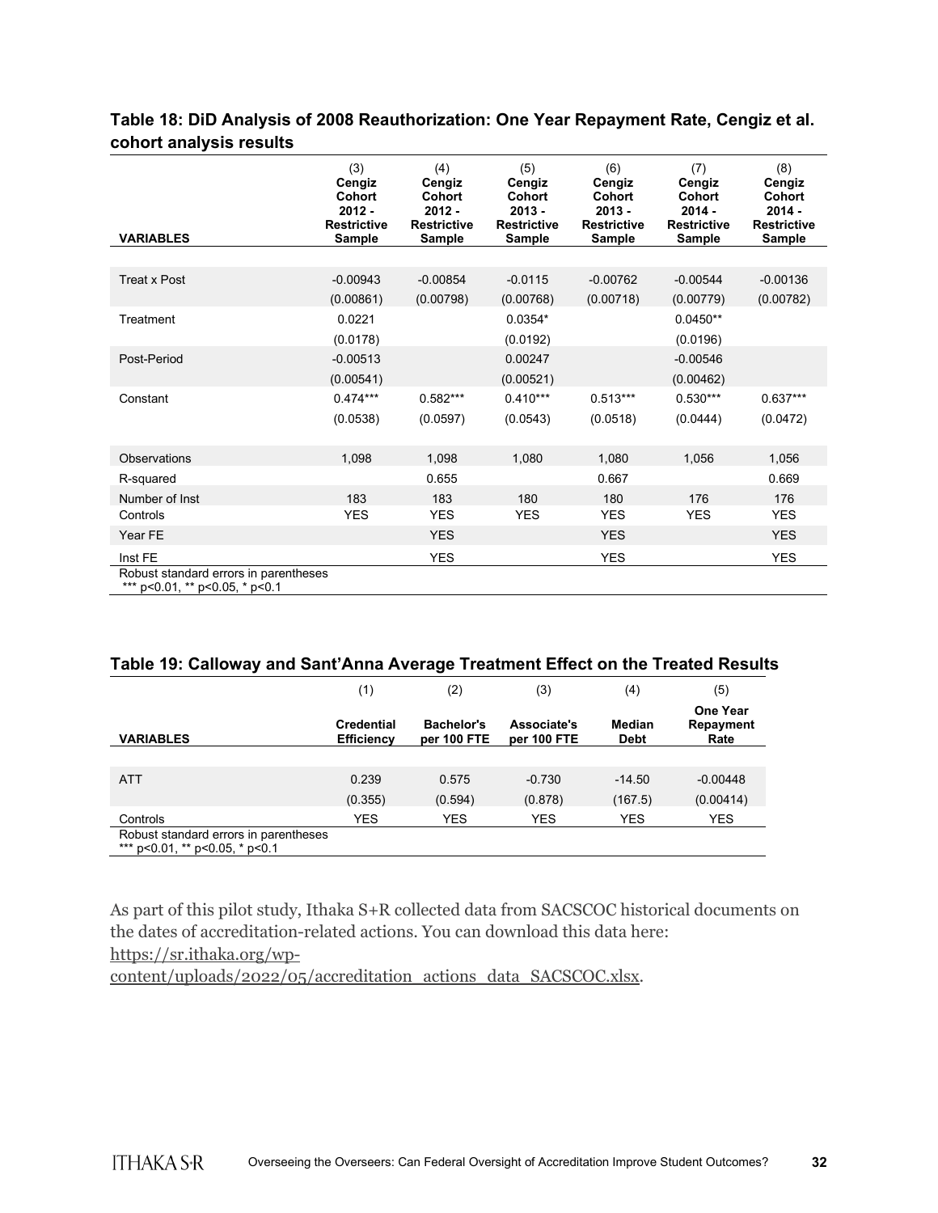**Table 18: DiD Analysis of 2008 Reauthorization: One Year Repayment Rate, Cengiz et al. cohort analysis results**

| VARIABLES | (3) Cengiz Cohort 2012 - Restrictive Sample | (4) Cengiz Cohort 2012 - Restrictive Sample | (5) Cengiz Cohort 2013 - Restrictive Sample | (6) Cengiz Cohort 2013 - Restrictive Sample | (7) Cengiz Cohort 2014 - Restrictive Sample | (8) Cengiz Cohort 2014 - Restrictive Sample |
|---|---|---|---|---|---|---|
| Treat x Post | -0.00943 | -0.00854 | -0.0115 | -0.00762 | -0.00544 | -0.00136 |
| | (0.00861) | (0.00798) | (0.00768) | (0.00718) | (0.00779) | (0.00782) |
| Treatment | 0.0221 | | 0.0354* | | 0.0450** | |
| | (0.0178) | | (0.0192) | | (0.0196) | |
| Post-Period | -0.00513 | | 0.00247 | | -0.00546 | |
| | (0.00541) | | (0.00521) | | (0.00462) | |
| Constant | 0.474*** | 0.582*** | 0.410*** | 0.513*** | 0.530*** | 0.637*** |
| | (0.0538) | (0.0597) | (0.0543) | (0.0518) | (0.0444) | (0.0472) |
| Observations | 1,098 | 1,098 | 1,080 | 1,080 | 1,056 | 1,056 |
| R-squared | | 0.655 | | 0.667 | | 0.669 |
| Number of Inst | 183 | 183 | 180 | 180 | 176 | 176 |
| Controls | YES | YES | YES | YES | YES | YES |
| Year FE | | YES | | YES | | YES |
| Inst FE | | YES | | YES | | YES |

Robust standard errors in parentheses
*** p<0.01, ** p<0.05, * p<0.1

**Table 19: Calloway and Sant'Anna Average Treatment Effect on the Treated Results**

| VARIABLES | (1) Credential Efficiency | (2) Bachelor's per 100 FTE | (3) Associate's per 100 FTE | (4) Median Debt | (5) One Year Repayment Rate |
|---|---|---|---|---|---|
| ATT | 0.239 | 0.575 | -0.730 | -14.50 | -0.00448 |
| | (0.355) | (0.594) | (0.878) | (167.5) | (0.00414) |
| Controls | YES | YES | YES | YES | YES |

Robust standard errors in parentheses
*** p<0.01, ** p<0.05, * p<0.1

As part of this pilot study, Ithaka S+R collected data from SACSCOC historical documents on the dates of accreditation-related actions. You can download this data here: https://sr.ithaka.org/wp-content/uploads/2022/05/accreditation_actions_data_SACSCOC.xlsx.